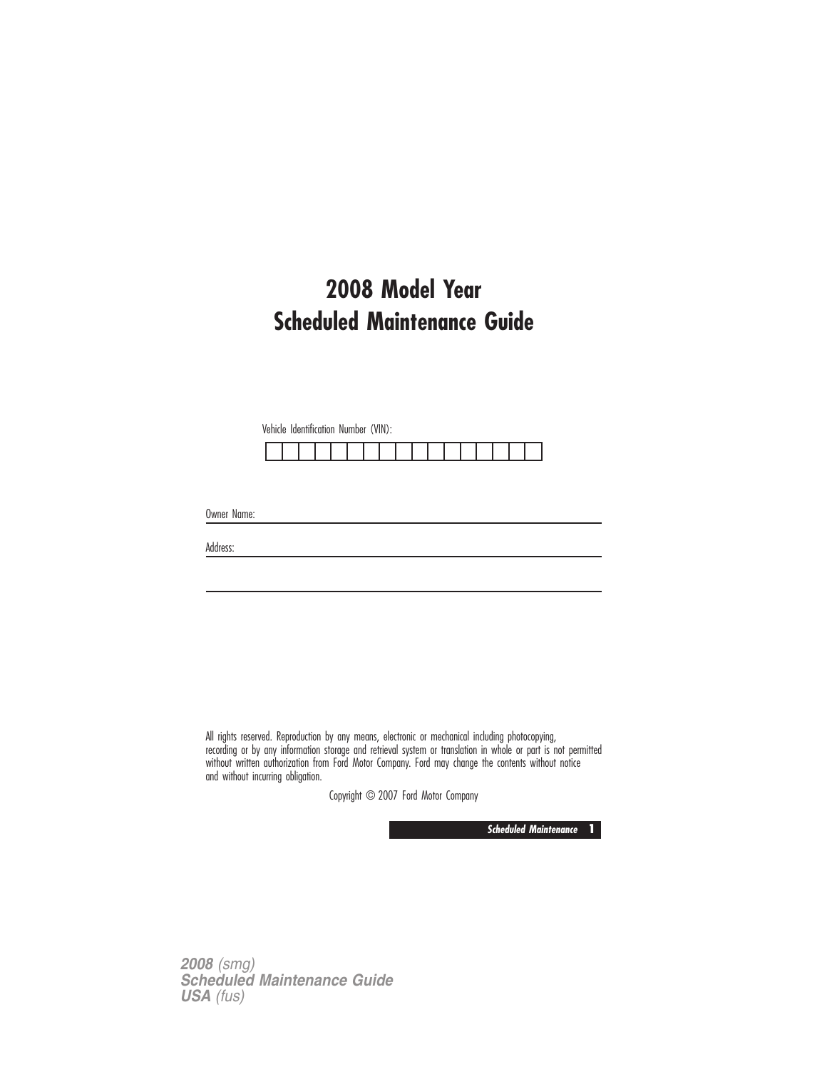# 2008 Model Year
# Scheduled Maintenance Guide

Vehicle Identification Number (VIN):

| | | | | | | | | | | | | | | | | |
|---|---|---|---|---|---|---|---|---|---|---|---|---|---|---|---|---|
| | | | | | | | | | | | | | | | | |

Owner Name: ______________________________

Address: ______________________________

______________________________

All rights reserved. Reproduction by any means, electronic or mechanical including photocopying, recording or by any information storage and retrieval system or translation in whole or part is not permitted without written authorization from Ford Motor Company. Ford may change the contents without notice and without incurring obligation.

Copyright © 2007 Ford Motor Company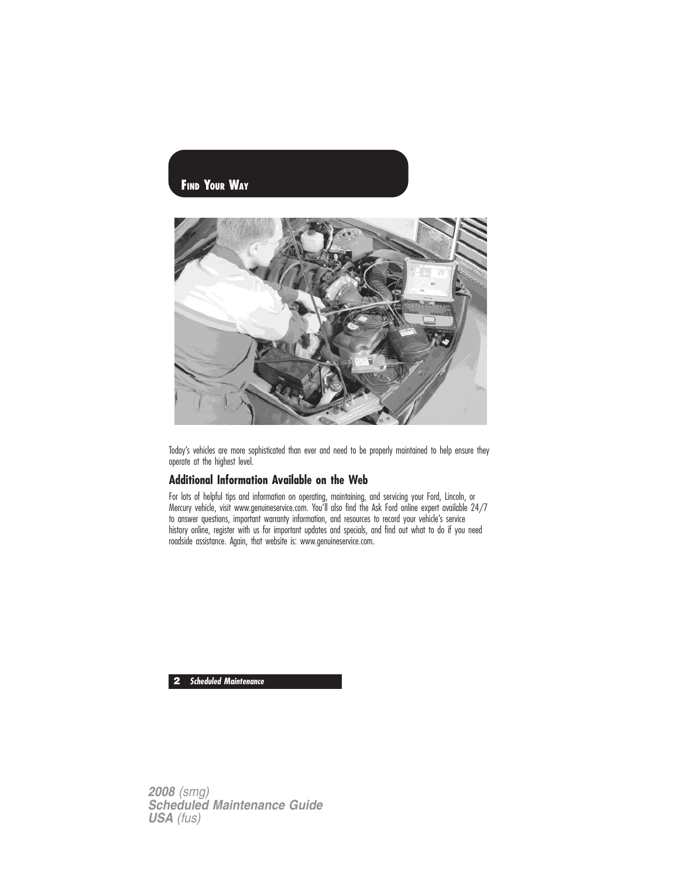# Find Your Way

Today's vehicles are more sophisticated than ever and need to be properly maintained to help ensure they operate at the highest level.

## Additional Information Available on the Web

For lots of helpful tips and information on operating, maintaining, and servicing your Ford, Lincoln, or Mercury vehicle, visit www.genuineservice.com. You'll also find the Ask Ford online expert available 24/7 to answer questions, important warranty information, and resources to record your vehicle's service history online, register with us for important updates and specials, and find out what to do if you need roadside assistance. Again, that website is: www.genuineservice.com.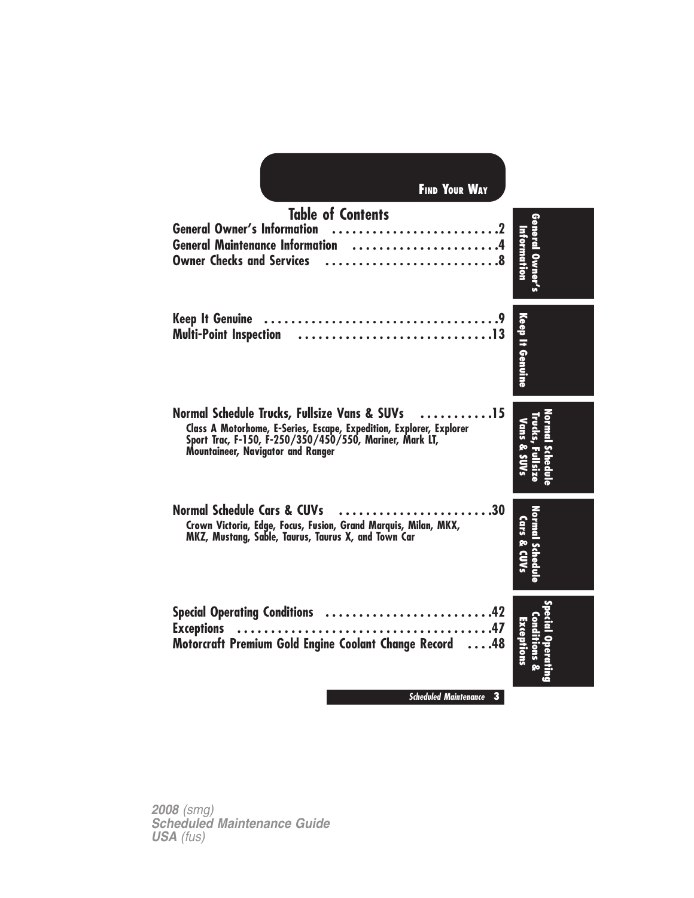# Table of Contents

General Owner's Information ........................2
General Maintenance Information ....................4
Owner Checks and Services ..........................8

Keep It Genuine ....................................9
Multi-Point Inspection ............................13

Normal Schedule Trucks, Fullsize Vans & SUVs ......15

Class A Motorhome, E-Series, Escape, Expedition, Explorer, Explorer Sport Trac, F-150, F-250/350/450/550, Mariner, Mark LT, Mountaineer, Navigator and Ranger

Normal Schedule Cars & CUVs .......................30

Crown Victoria, Edge, Focus, Fusion, Grand Marquis, Milan, MKX, MKZ, Mustang, Sable, Taurus, Taurus X, and Town Car

Special Operating Conditions ......................42
Exceptions ........................................47
Motorcraft Premium Gold Engine Coolant Change Record ....48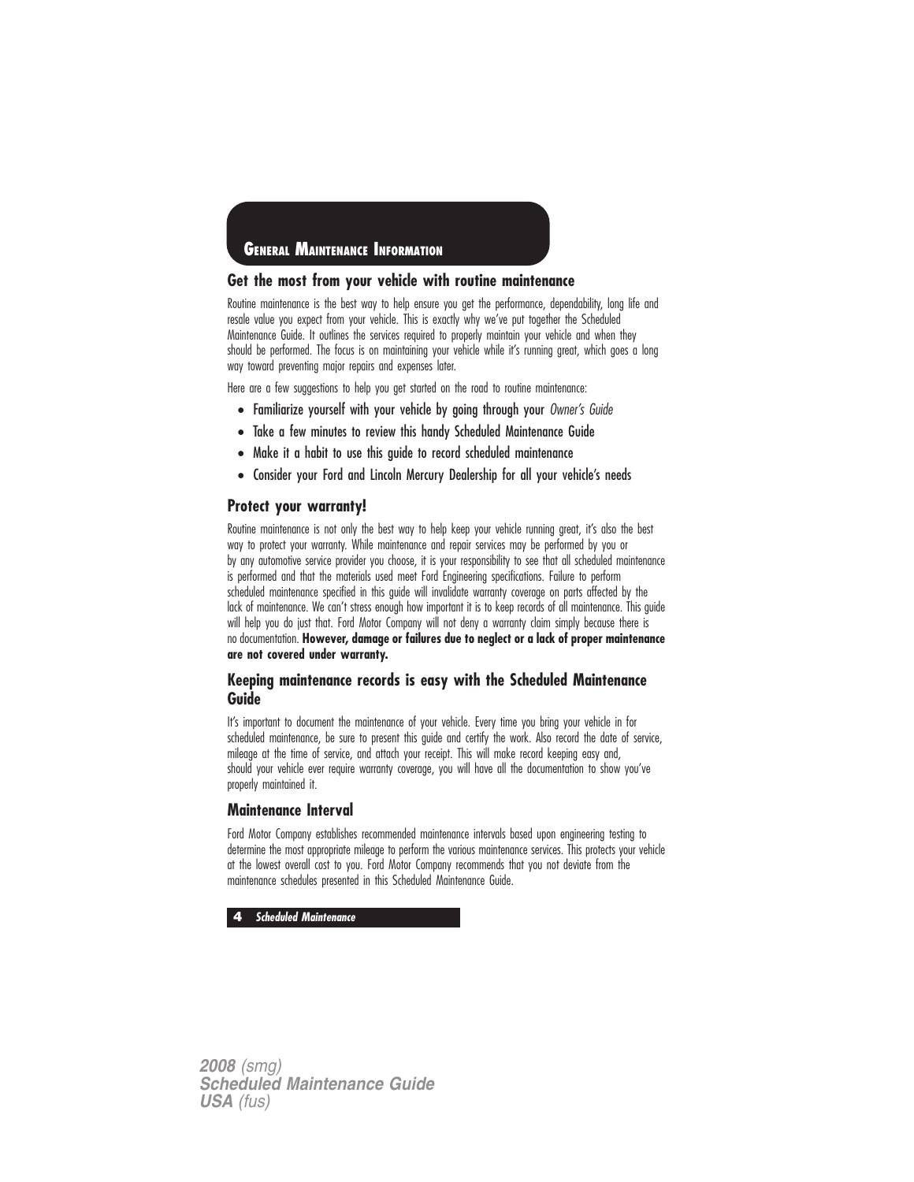# GENERAL MAINTENANCE INFORMATION

## Get the most from your vehicle with routine maintenance

Routine maintenance is the best way to help ensure you get the performance, dependability, long life and resale value you expect from your vehicle. This is exactly why we've put together the Scheduled Maintenance Guide. It outlines the services required to properly maintain your vehicle and when they should be performed. The focus is on maintaining your vehicle while it's running great, which goes a long way toward preventing major repairs and expenses later.

Here are a few suggestions to help you get started on the road to routine maintenance:

- Familiarize yourself with your vehicle by going through your *Owner's Guide*
- Take a few minutes to review this handy Scheduled Maintenance Guide
- Make it a habit to use this guide to record scheduled maintenance
- Consider your Ford and Lincoln Mercury Dealership for all your vehicle's needs

## Protect your warranty!

Routine maintenance is not only the best way to help keep your vehicle running great, it's also the best way to protect your warranty. While maintenance and repair services may be performed by you or by any automotive service provider you choose, it is your responsibility to see that all scheduled maintenance is performed and that the materials used meet Ford Engineering specifications. Failure to perform scheduled maintenance specified in this guide will invalidate warranty coverage on parts affected by the lack of maintenance. We can't stress enough how important it is to keep records of all maintenance. This guide will help you do just that. Ford Motor Company will not deny a warranty claim simply because there is no documentation. **However, damage or failures due to neglect or a lack of proper maintenance are not covered under warranty.**

## Keeping maintenance records is easy with the Scheduled Maintenance Guide

It's important to document the maintenance of your vehicle. Every time you bring your vehicle in for scheduled maintenance, be sure to present this guide and certify the work. Also record the date of service, mileage at the time of service, and attach your receipt. This will make record keeping easy and, should your vehicle ever require warranty coverage, you will have all the documentation to show you've properly maintained it.

## Maintenance Interval

Ford Motor Company establishes recommended maintenance intervals based upon engineering testing to determine the most appropriate mileage to perform the various maintenance services. This protects your vehicle at the lowest overall cost to you. Ford Motor Company recommends that you not deviate from the maintenance schedules presented in this Scheduled Maintenance Guide.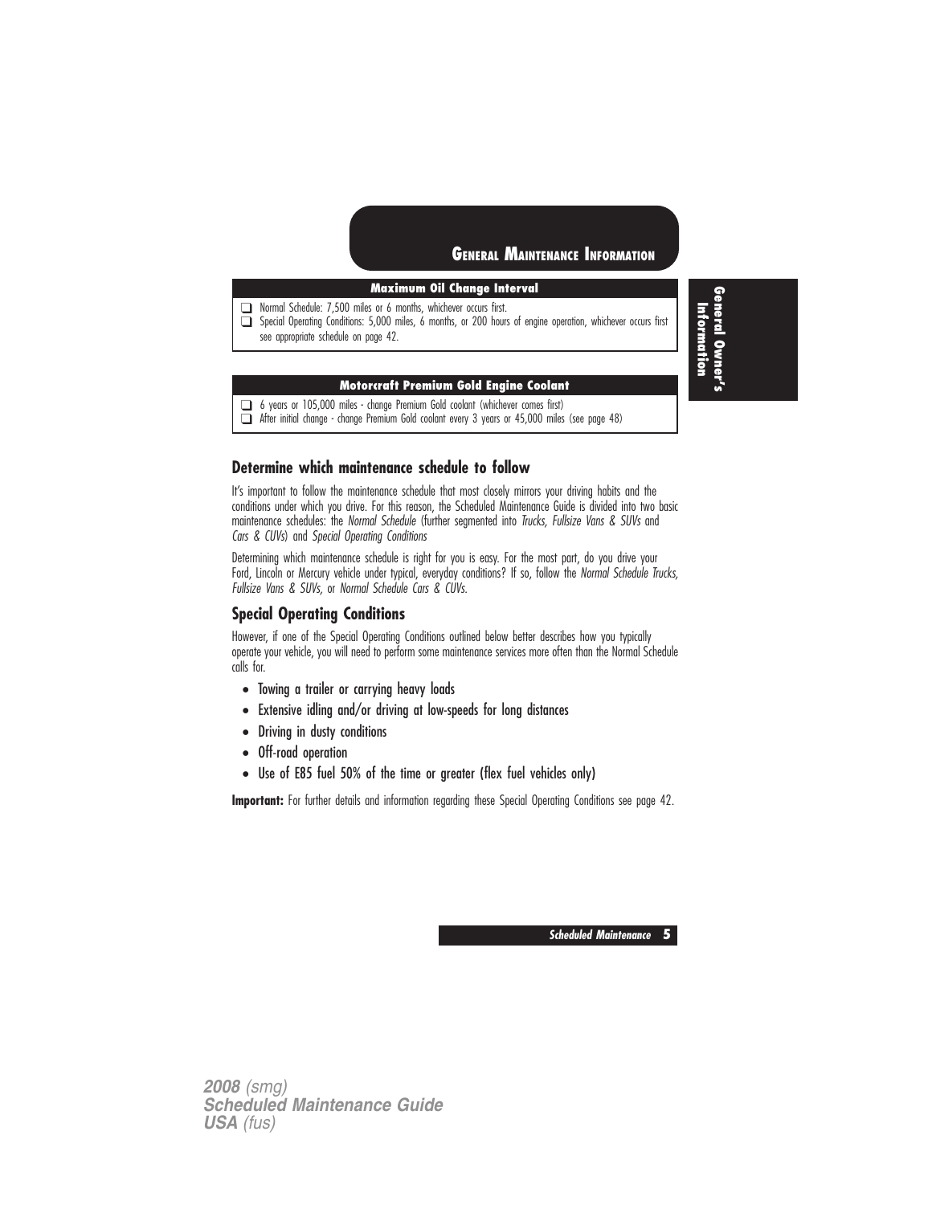## GENERAL MAINTENANCE INFORMATION

| Maximum Oil Change Interval |
| --- |
| ❑ Normal Schedule: 7,500 miles or 6 months, whichever occurs first. |
| ❑ Special Operating Conditions: 5,000 miles, 6 months, or 200 hours of engine operation, whichever occurs first see appropriate schedule on page 42. |

| Motorcraft Premium Gold Engine Coolant |
| --- |
| ❑ 6 years or 105,000 miles - change Premium Gold coolant (whichever comes first) |
| ❑ After initial change - change Premium Gold coolant every 3 years or 45,000 miles (see page 48) |

### Determine which maintenance schedule to follow

It's important to follow the maintenance schedule that most closely mirrors your driving habits and the conditions under which you drive. For this reason, the Scheduled Maintenance Guide is divided into two basic maintenance schedules: the *Normal Schedule* (further segmented into *Trucks, Fullsize Vans & SUVs* and *Cars & CUVs*) and *Special Operating Conditions*

Determining which maintenance schedule is right for you is easy. For the most part, do you drive your Ford, Lincoln or Mercury vehicle under typical, everyday conditions? If so, follow the *Normal Schedule Trucks, Fullsize Vans & SUVs,* or *Normal Schedule Cars & CUVs.*

### Special Operating Conditions

However, if one of the Special Operating Conditions outlined below better describes how you typically operate your vehicle, you will need to perform some maintenance services more often than the Normal Schedule calls for.

- Towing a trailer or carrying heavy loads
- Extensive idling and/or driving at low-speeds for long distances
- Driving in dusty conditions
- Off-road operation
- Use of E85 fuel 50% of the time or greater (flex fuel vehicles only)

**Important:** For further details and information regarding these Special Operating Conditions see page 42.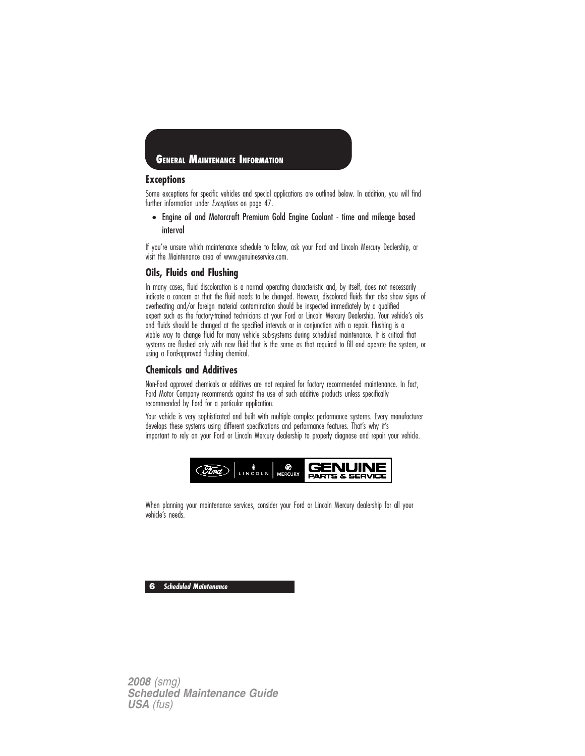## General Maintenance Information

### Exceptions

Some exceptions for specific vehicles and special applications are outlined below. In addition, you will find further information under *Exceptions* on page 47.

- Engine oil and Motorcraft Premium Gold Engine Coolant - time and mileage based interval

If you're unsure which maintenance schedule to follow, ask your Ford and Lincoln Mercury Dealership, or visit the Maintenance area of www.genuineservice.com.

### Oils, Fluids and Flushing

In many cases, fluid discoloration is a normal operating characteristic and, by itself, does not necessarily indicate a concern or that the fluid needs to be changed. However, discolored fluids that also show signs of overheating and/or foreign material contamination should be inspected immediately by a qualified expert such as the factory-trained technicians at your Ford or Lincoln Mercury Dealership. Your vehicle's oils and fluids should be changed at the specified intervals or in conjunction with a repair. Flushing is a viable way to change fluid for many vehicle sub-systems during scheduled maintenance. It is critical that systems are flushed only with new fluid that is the same as that required to fill and operate the system, or using a Ford-approved flushing chemical.

### Chemicals and Additives

Non-Ford approved chemicals or additives are not required for factory recommended maintenance. In fact, Ford Motor Company recommends against the use of such additive products unless specifically recommended by Ford for a particular application.

Your vehicle is very sophisticated and built with multiple complex performance systems. Every manufacturer develops these systems using different specifications and performance features. That's why it's important to rely on your Ford or Lincoln Mercury dealership to properly diagnose and repair your vehicle.

Ford | LINCOLN | MERCURY | GENUINE PARTS & SERVICE

When planning your maintenance services, consider your Ford or Lincoln Mercury dealership for all your vehicle's needs.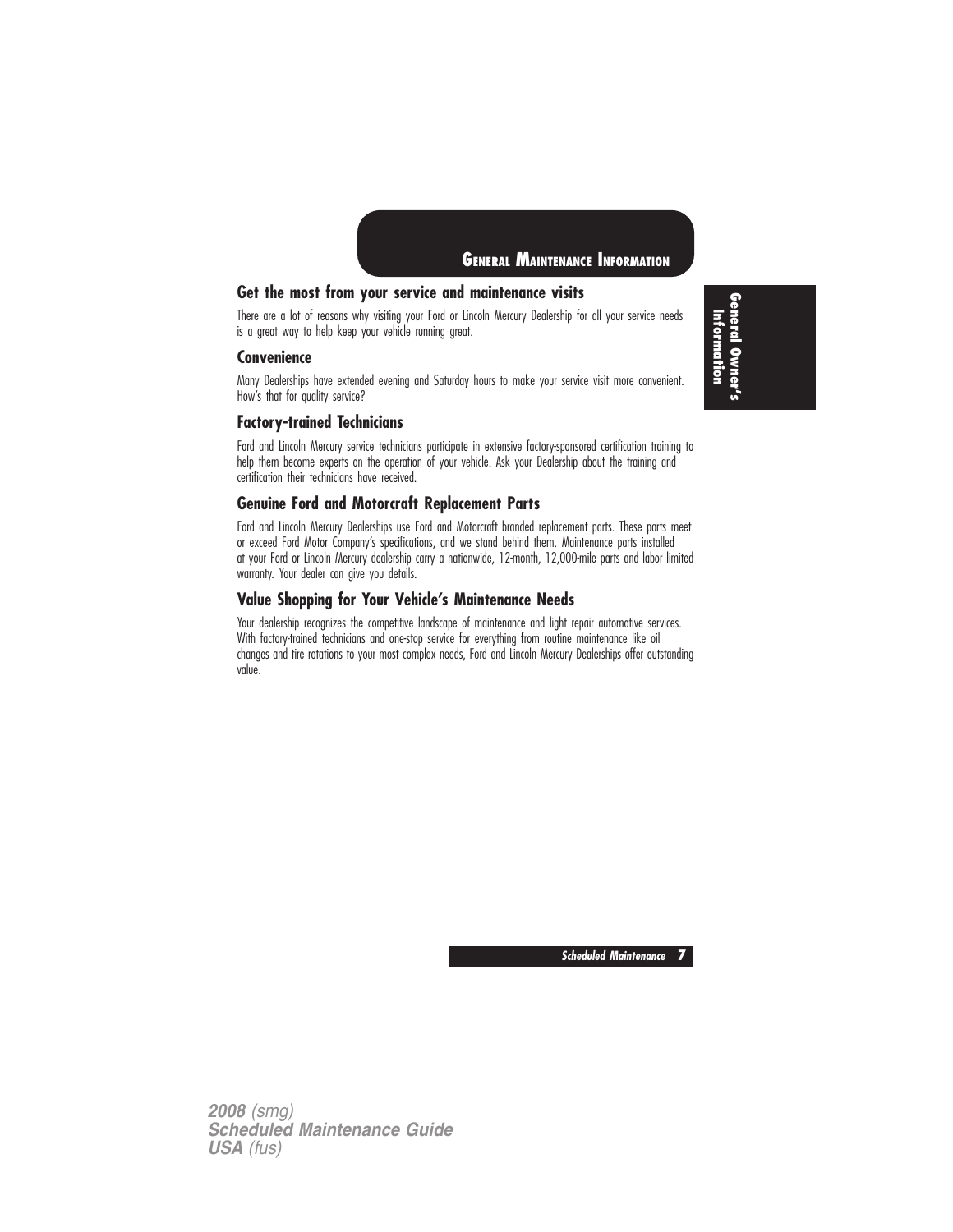## Get the most from your service and maintenance visits

There are a lot of reasons why visiting your Ford or Lincoln Mercury Dealership for all your service needs is a great way to help keep your vehicle running great.

### Convenience

Many Dealerships have extended evening and Saturday hours to make your service visit more convenient. How's that for quality service?

### Factory-trained Technicians

Ford and Lincoln Mercury service technicians participate in extensive factory-sponsored certification training to help them become experts on the operation of your vehicle. Ask your Dealership about the training and certification their technicians have received.

### Genuine Ford and Motorcraft Replacement Parts

Ford and Lincoln Mercury Dealerships use Ford and Motorcraft branded replacement parts. These parts meet or exceed Ford Motor Company's specifications, and we stand behind them. Maintenance parts installed at your Ford or Lincoln Mercury dealership carry a nationwide, 12-month, 12,000-mile parts and labor limited warranty. Your dealer can give you details.

### Value Shopping for Your Vehicle's Maintenance Needs

Your dealership recognizes the competitive landscape of maintenance and light repair automotive services. With factory-trained technicians and one-stop service for everything from routine maintenance like oil changes and tire rotations to your most complex needs, Ford and Lincoln Mercury Dealerships offer outstanding value.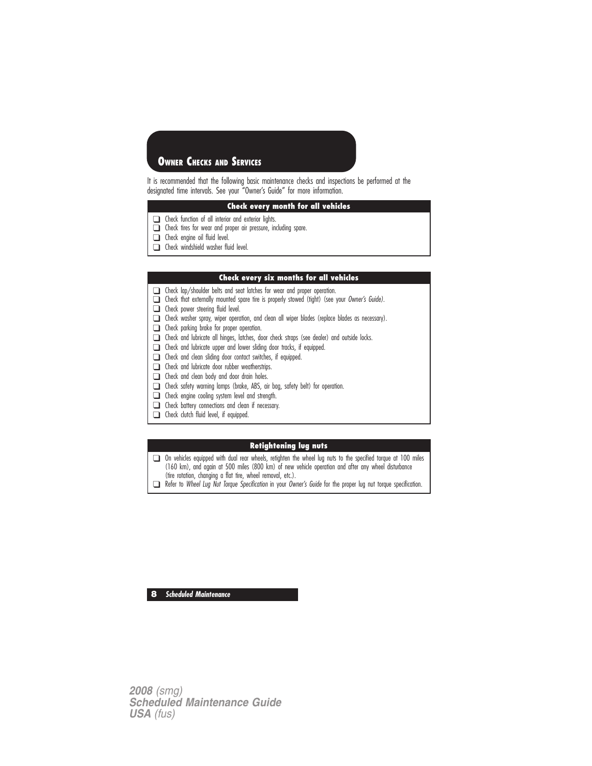## Owner Checks and Services

It is recommended that the following basic maintenance checks and inspections be performed at the designated time intervals. See your “Owner's Guide” for more information.

### Check every month for all vehicles

- ❑ Check function of all interior and exterior lights.
- ❑ Check tires for wear and proper air pressure, including spare.
- ❑ Check engine oil fluid level.
- ❑ Check windshield washer fluid level.

### Check every six months for all vehicles

- ❑ Check lap/shoulder belts and seat latches for wear and proper operation.
- ❑ Check that externally mounted spare tire is properly stowed (tight) (see your *Owner's Guide)*.
- ❑ Check power steering fluid level.
- ❑ Check washer spray, wiper operation, and clean all wiper blades (replace blades as necessary).
- ❑ Check parking brake for proper operation.
- ❑ Check and lubricate all hinges, latches, door check straps (see dealer) and outside locks.
- ❑ Check and lubricate upper and lower sliding door tracks, if equipped.
- ❑ Check and clean sliding door contact switches, if equipped.
- ❑ Check and lubricate door rubber weatherstrips.
- ❑ Check and clean body and door drain holes.
- ❑ Check safety warning lamps (brake, ABS, air bag, safety belt) for operation.
- ❑ Check engine cooling system level and strength.
- ❑ Check battery connections and clean if necessary.
- ❑ Check clutch fluid level, if equipped.

### Retightening lug nuts

- ❑ On vehicles equipped with dual rear wheels, retighten the wheel lug nuts to the specified torque at 100 miles (160 km), and again at 500 miles (800 km) of new vehicle operation and after any wheel disturbance (tire rotation, changing a flat tire, wheel removal, etc.).
- ❑ Refer to *Wheel Lug Nut Torque Specification* in your *Owner's Guide* for the proper lug nut torque specification.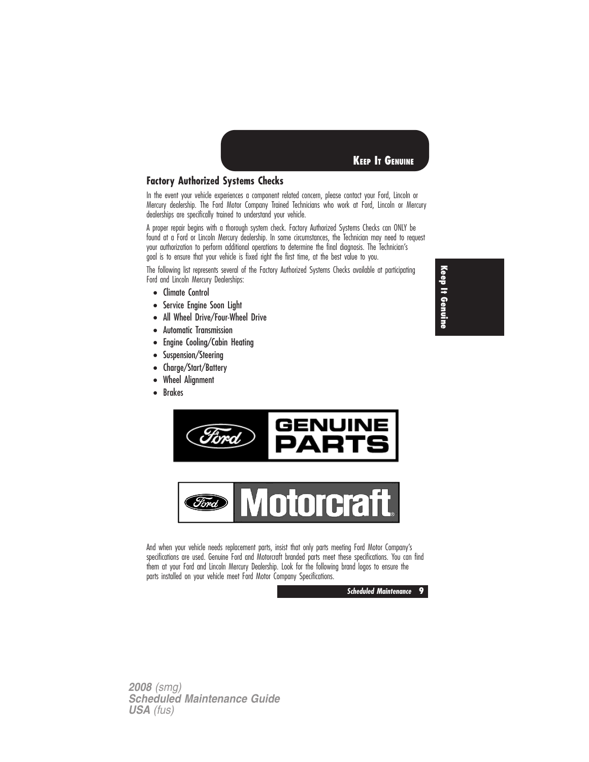## Factory Authorized Systems Checks

In the event your vehicle experiences a component related concern, please contact your Ford, Lincoln or Mercury dealership. The Ford Motor Company Trained Technicians who work at Ford, Lincoln or Mercury dealerships are specifically trained to understand your vehicle.

A proper repair begins with a thorough system check. Factory Authorized Systems Checks can ONLY be found at a Ford or Lincoln Mercury dealership. In some circumstances, the Technician may need to request your authorization to perform additional operations to determine the final diagnosis. The Technician's goal is to ensure that your vehicle is fixed right the first time, at the best value to you.

The following list represents several of the Factory Authorized Systems Checks available at participating Ford and Lincoln Mercury Dealerships:

- Climate Control
- Service Engine Soon Light
- All Wheel Drive/Four-Wheel Drive
- Automatic Transmission
- Engine Cooling/Cabin Heating
- Suspension/Steering
- Charge/Start/Battery
- Wheel Alignment
- Brakes

Ford GENUINE PARTS

Ford Motorcraft®

And when your vehicle needs replacement parts, insist that only parts meeting Ford Motor Company's specifications are used. Genuine Ford and Motorcraft branded parts meet these specifications. You can find them at your Ford and Lincoln Mercury Dealership. Look for the following brand logos to ensure the parts installed on your vehicle meet Ford Motor Company Specifications.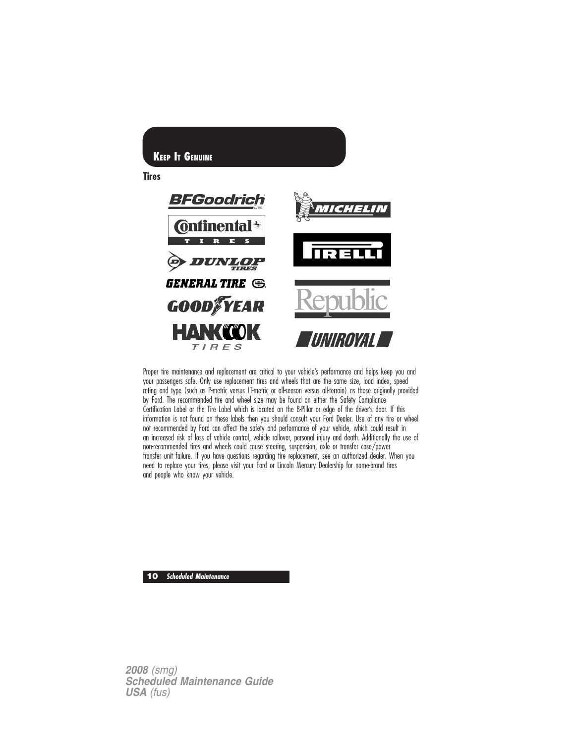## Keep It Genuine

### Tires

BFGoodrich Tires

Continental Tires

Dunlop Tires

General Tire

Goodyear

Hankook Tires

Michelin

Pirelli

Republic

Uniroyal

Proper tire maintenance and replacement are critical to your vehicle's performance and helps keep you and your passengers safe. Only use replacement tires and wheels that are the same size, load index, speed rating and type (such as P-metric versus LT-metric or all-season versus all-terrain) as those originally provided by Ford. The recommended tire and wheel size may be found on either the Safety Compliance Certification Label or the Tire Label which is located on the B-Pillar or edge of the driver's door. If this information is not found on these labels then you should consult your Ford Dealer. Use of any tire or wheel not recommended by Ford can affect the safety and performance of your vehicle, which could result in an increased risk of loss of vehicle control, vehicle rollover, personal injury and death. Additionally the use of non-recommended tires and wheels could cause steering, suspension, axle or transfer case/power transfer unit failure. If you have questions regarding tire replacement, see an authorized dealer. When you need to replace your tires, please visit your Ford or Lincoln Mercury Dealership for name-brand tires and people who know your vehicle.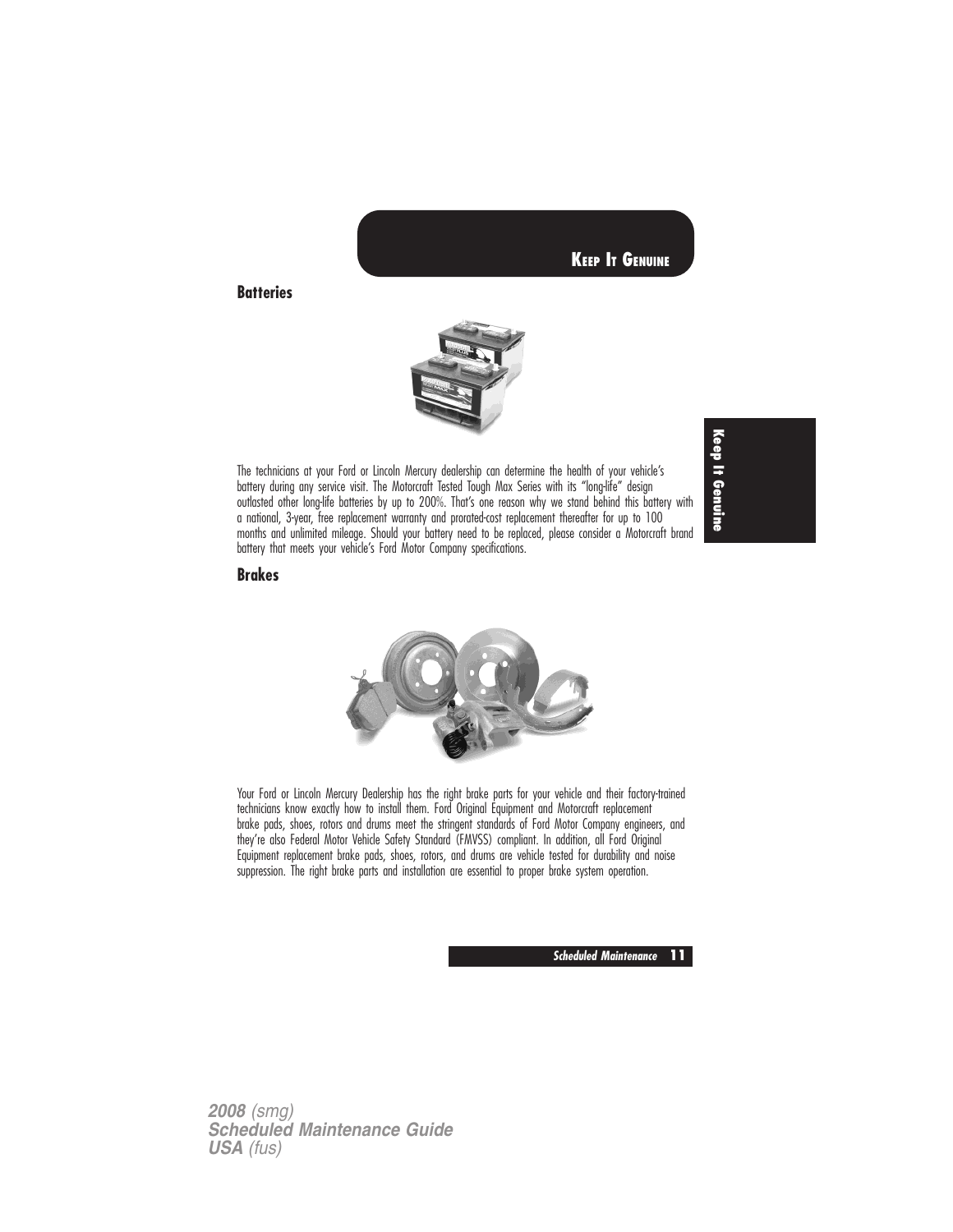## Batteries

The technicians at your Ford or Lincoln Mercury dealership can determine the health of your vehicle's battery during any service visit. The Motorcraft Tested Tough Max Series with its "long-life" design outlasted other long-life batteries by up to 200%. That's one reason why we stand behind this battery with a national, 3-year, free replacement warranty and prorated-cost replacement thereafter for up to 100 months and unlimited mileage. Should your battery need to be replaced, please consider a Motorcraft brand battery that meets your vehicle's Ford Motor Company specifications.

## Brakes

Your Ford or Lincoln Mercury Dealership has the right brake parts for your vehicle and their factory-trained technicians know exactly how to install them. Ford Original Equipment and Motorcraft replacement brake pads, shoes, rotors and drums meet the stringent standards of Ford Motor Company engineers, and they're also Federal Motor Vehicle Safety Standard (FMVSS) compliant. In addition, all Ford Original Equipment replacement brake pads, shoes, rotors, and drums are vehicle tested for durability and noise suppression. The right brake parts and installation are essential to proper brake system operation.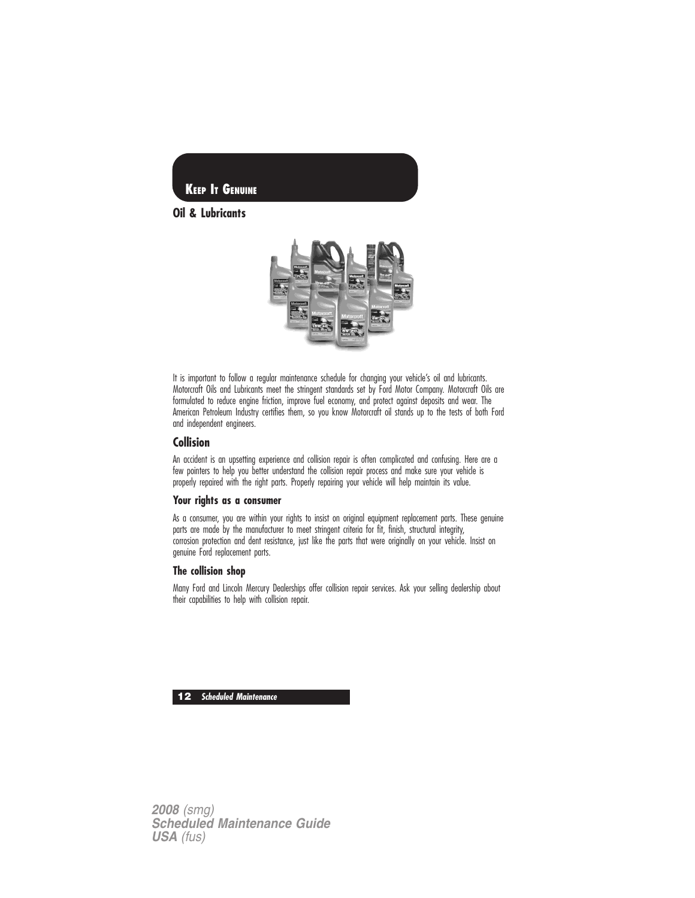# Keep It Genuine

## Oil & Lubricants

It is important to follow a regular maintenance schedule for changing your vehicle's oil and lubricants. Motorcraft Oils and Lubricants meet the stringent standards set by Ford Motor Company. Motorcraft Oils are formulated to reduce engine friction, improve fuel economy, and protect against deposits and wear. The American Petroleum Industry certifies them, so you know Motorcraft oil stands up to the tests of both Ford and independent engineers.

## Collision

An accident is an upsetting experience and collision repair is often complicated and confusing. Here are a few pointers to help you better understand the collision repair process and make sure your vehicle is properly repaired with the right parts. Properly repairing your vehicle will help maintain its value.

### Your rights as a consumer

As a consumer, you are within your rights to insist on original equipment replacement parts. These genuine parts are made by the manufacturer to meet stringent criteria for fit, finish, structural integrity, corrosion protection and dent resistance, just like the parts that were originally on your vehicle. Insist on genuine Ford replacement parts.

### The collision shop

Many Ford and Lincoln Mercury Dealerships offer collision repair services. Ask your selling dealership about their capabilities to help with collision repair.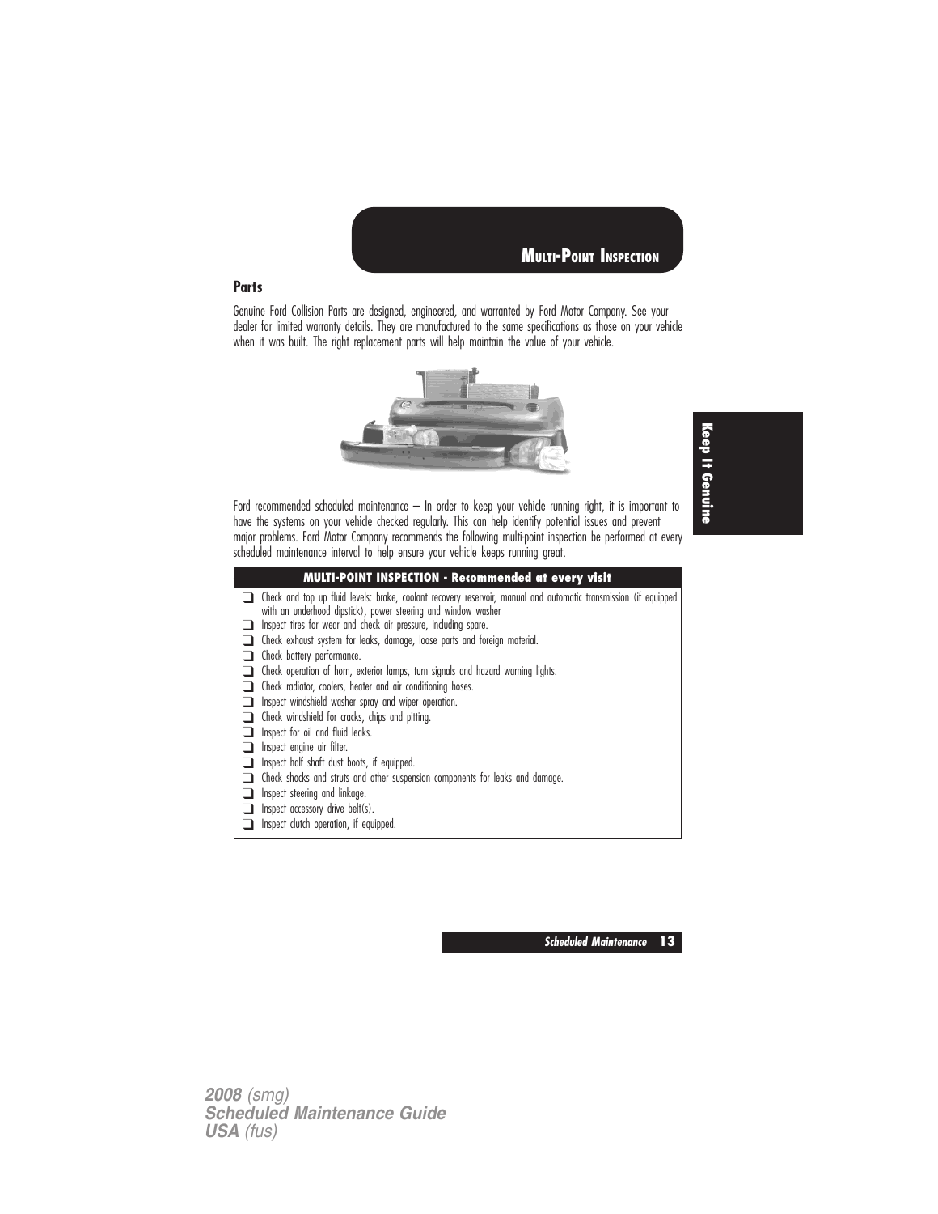## Multi-Point Inspection

### Parts

Genuine Ford Collision Parts are designed, engineered, and warranted by Ford Motor Company. See your dealer for limited warranty details. They are manufactured to the same specifications as those on your vehicle when it was built. The right replacement parts will help maintain the value of your vehicle.

Ford recommended scheduled maintenance – In order to keep your vehicle running right, it is important to have the systems on your vehicle checked regularly. This can help identify potential issues and prevent major problems. Ford Motor Company recommends the following multi-point inspection be performed at every scheduled maintenance interval to help ensure your vehicle keeps running great.

| **MULTI-POINT INSPECTION - Recommended at every visit** |
|---|
| ❑ Check and top up fluid levels: brake, coolant recovery reservoir, manual and automatic transmission (if equipped with an underhood dipstick), power steering and window washer |
| ❑ Inspect tires for wear and check air pressure, including spare. |
| ❑ Check exhaust system for leaks, damage, loose parts and foreign material. |
| ❑ Check battery performance. |
| ❑ Check operation of horn, exterior lamps, turn signals and hazard warning lights. |
| ❑ Check radiator, coolers, heater and air conditioning hoses. |
| ❑ Inspect windshield washer spray and wiper operation. |
| ❑ Check windshield for cracks, chips and pitting. |
| ❑ Inspect for oil and fluid leaks. |
| ❑ Inspect engine air filter. |
| ❑ Inspect half shaft dust boots, if equipped. |
| ❑ Check shocks and struts and other suspension components for leaks and damage. |
| ❑ Inspect steering and linkage. |
| ❑ Inspect accessory drive belt(s). |
| ❑ Inspect clutch operation, if equipped. |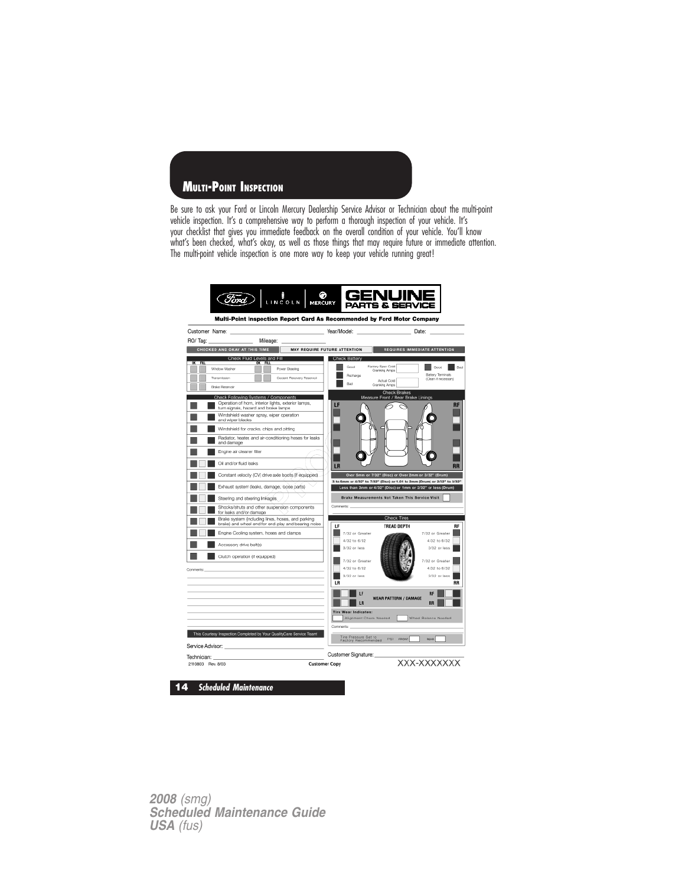# MULTI-POINT INSPECTION

Be sure to ask your Ford or Lincoln Mercury Dealership Service Advisor or Technician about the multi-point vehicle inspection. It's a comprehensive way to perform a thorough inspection of your vehicle. It's your checklist that gives you immediate feedback on the overall condition of your vehicle. You'll know what's been checked, what's okay, as well as those things that may require future or immediate attention. The multi-point vehicle inspection is one more way to keep your vehicle running great!

Ford | LINCOLN | MERCURY **GENUINE PARTS & SERVICE**

**Multi-Point Inspection Report Card As Recommended by Ford Motor Company**

Customer Name: ______________ Year/Model: ______________ Date: ______________

RO/ Tag: ______________ Mileage: ______________

| CHECKED AND OKAY AT THIS TIME | MAY REQUIRE FUTURE ATTENTION | REQUIRES IMMEDIATE ATTENTION |
|---|---|---|

**Check Fluid Levels and Fill**

| OK | FILL | | OK | FILL | |
|---|---|---|---|---|---|
| | | Window Washer | | | Power Steering |
| | | Transmission | | | Coolant Recovery Reservoir |
| | | Brake Reservoir | | | |

**Check Following Systems / Components**

- Operation of horn, interior lights, exterior lamps, turn signals, hazard and brake lamps
- Windshield washer spray, wiper operation and wiper blades
- Windshield for cracks, chips and pitting
- Radiator, heater, and air-conditioning hoses for leaks and damage
- Engine air cleaner filter
- Oil and/or fluid leaks
- Constant velocity (CV) drive axle boots (if equipped)
- Exhaust system (leaks, damage, loose parts)
- Steering and steering linkages
- Shocks/struts and other suspension components for leaks and/or damage
- Brake system (including lines, hoses, and parking brake) and wheel end for end-play and bearing noise
- Engine Cooling system, hoses and clamps
- Accessory drive belt(s)
- Clutch operation (if equipped)

Comments: ______________

This Courtesy Inspection Completed by Your QualityCare Service Team!

Service Advisor: ______________

Technician: ______________

**Check Battery**

- Good / Recharge / Bad
- Factory Spec Cold Cranking Amps: ______
- Actual Cold Cranking Amps: ______
- Battery Terminals (Clean if necessary): Good / Bad

**Check Brakes**
Measure Front / Rear Brake Linings

LF / RF / LR / RR

- Over 5mm or 7/32" (Disc) or Over 2mm or 3/32" (Drum)
- 3 to 5mm or 4/32" to 7/32" (Disc) or 1.01 to 2mm (Drum) or 2/32" to 3/32"
- Less than 3mm or 4/32" (Disc) or 1mm or 2/32" or less (Drum)

Brake Measurements Not Taken This Service Visit

Comments: ______________

**Check Tires**

TREAD DEPTH

| LF | RF |
|---|---|
| 7/32 or Greater | 7/32 or Greater |
| 4/32 to 6/32 | 4/32 to 6/32 |
| 3/32 or less | 3/32 or less |

| LR | RR |
|---|---|
| 7/32 or Greater | 7/32 or Greater |
| 4/32 to 6/32 | 4/32 to 6/32 |
| 3/32 or less | 3/32 or less |

WEAR PATTERN / DAMAGE: LF / RF / LR / RR

Tire Wear Indicates: Alignment Check Needed / Wheel Balance Needed

Comments: ______________

Tire Pressure Set to Factory Recommended PSI: FRONT ____ REAR ____

Customer Signature: ______________

2110803 Rev. 8/03 **Customer Copy** XXX-XXXXXXX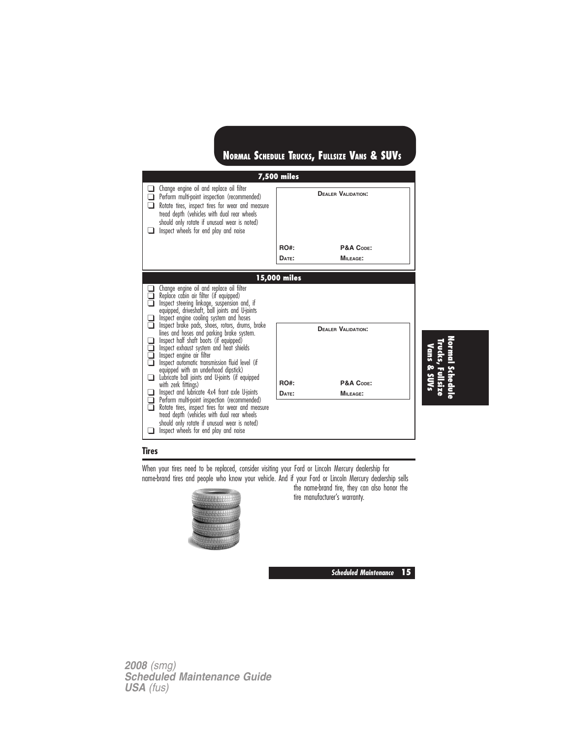## NORMAL SCHEDULE TRUCKS, FULLSIZE VANS & SUVS

### 7,500 miles

- ❑ Change engine oil and replace oil filter
- ❑ Perform multi-point inspection (recommended)
- ❑ Rotate tires, inspect tires for wear and measure tread depth (vehicles with dual rear wheels should only rotate if unusual wear is noted)
- ❑ Inspect wheels for end play and noise

| DEALER VALIDATION: | |
|---|---|
| RO#: | P&A CODE: |
| DATE: | MILEAGE: |

### 15,000 miles

- ❑ Change engine oil and replace oil filter
- ❑ Replace cabin air filter (if equipped)
- ❑ Inspect steering linkage, suspension and, if equipped, driveshaft, ball joints and U-joints
- ❑ Inspect engine cooling system and hoses
- ❑ Inspect brake pads, shoes, rotors, drums, brake lines and hoses and parking brake system.
- ❑ Inspect half shaft boots (if equipped)
- ❑ Inspect exhaust system and heat shields
- ❑ Inspect engine air filter
- ❑ Inspect automatic transmission fluid level (if equipped with an underhood dipstick)
- ❑ Lubricate ball joints and U-joints (if equipped with zerk fittings)
- ❑ Inspect and lubricate 4x4 front axle U-joints
- ❑ Perform multi-point inspection (recommended)
- ❑ Rotate tires, inspect tires for wear and measure tread depth (vehicles with dual rear wheels should only rotate if unusual wear is noted)
- ❑ Inspect wheels for end play and noise

| DEALER VALIDATION: | |
|---|---|
| RO#: | P&A CODE: |
| DATE: | MILEAGE: |

## Tires

When your tires need to be replaced, consider visiting your Ford or Lincoln Mercury dealership for name-brand tires and people who know your vehicle. And if your Ford or Lincoln Mercury dealership sells the name-brand tire, they can also honor the tire manufacturer's warranty.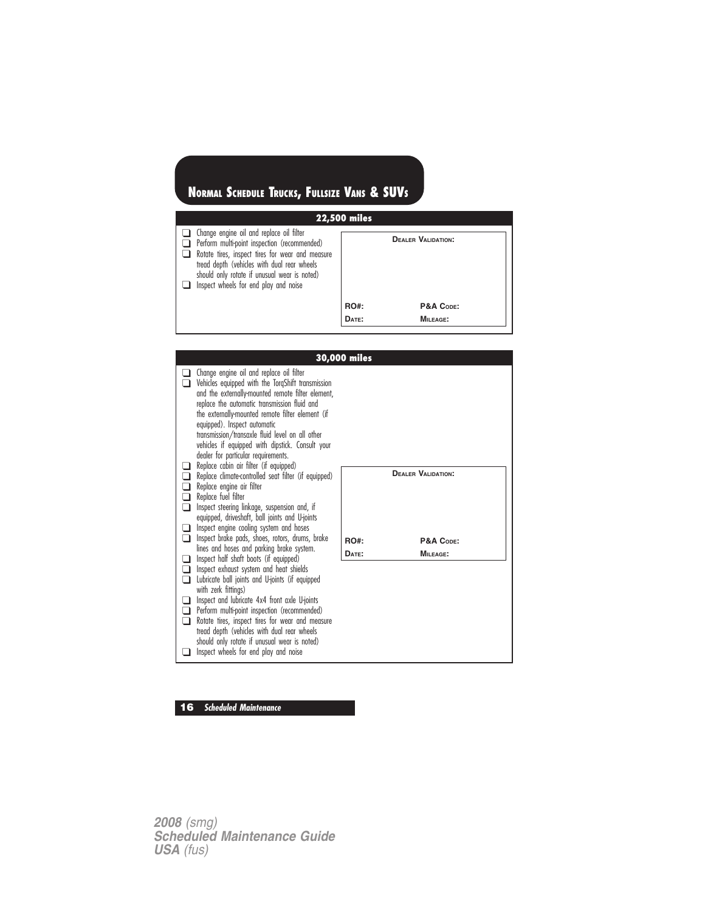# Normal Schedule Trucks, Fullsize Vans & SUVs

## 22,500 miles

- ❑ Change engine oil and replace oil filter
- ❑ Perform multi-point inspection (recommended)
- ❑ Rotate tires, inspect tires for wear and measure tread depth (vehicles with dual rear wheels should only rotate if unusual wear is noted)
- ❑ Inspect wheels for end play and noise

**Dealer Validation:**

**RO#:** **P&A Code:**

**Date:** **Mileage:**

## 30,000 miles

- ❑ Change engine oil and replace oil filter
- ❑ Vehicles equipped with the TorqShift transmission and the externally-mounted remote filter element, replace the automatic transmission fluid and the externally-mounted remote filter element (if equipped). Inspect automatic transmission/transaxle fluid level on all other vehicles if equipped with dipstick. Consult your dealer for particular requirements.
- ❑ Replace cabin air filter (if equipped)
- ❑ Replace climate-controlled seat filter (if equipped)
- ❑ Replace engine air filter
- ❑ Replace fuel filter
- ❑ Inspect steering linkage, suspension and, if equipped, driveshaft, ball joints and U-joints
- ❑ Inspect engine cooling system and hoses
- ❑ Inspect brake pads, shoes, rotors, drums, brake lines and hoses and parking brake system.
- ❑ Inspect half shaft boots (if equipped)
- ❑ Inspect exhaust system and heat shields
- ❑ Lubricate ball joints and U-joints (if equipped with zerk fittings)
- ❑ Inspect and lubricate 4x4 front axle U-joints
- ❑ Perform multi-point inspection (recommended)
- ❑ Rotate tires, inspect tires for wear and measure tread depth (vehicles with dual rear wheels should only rotate if unusual wear is noted)
- ❑ Inspect wheels for end play and noise

**Dealer Validation:**

**RO#:** **P&A Code:**

**Date:** **Mileage:**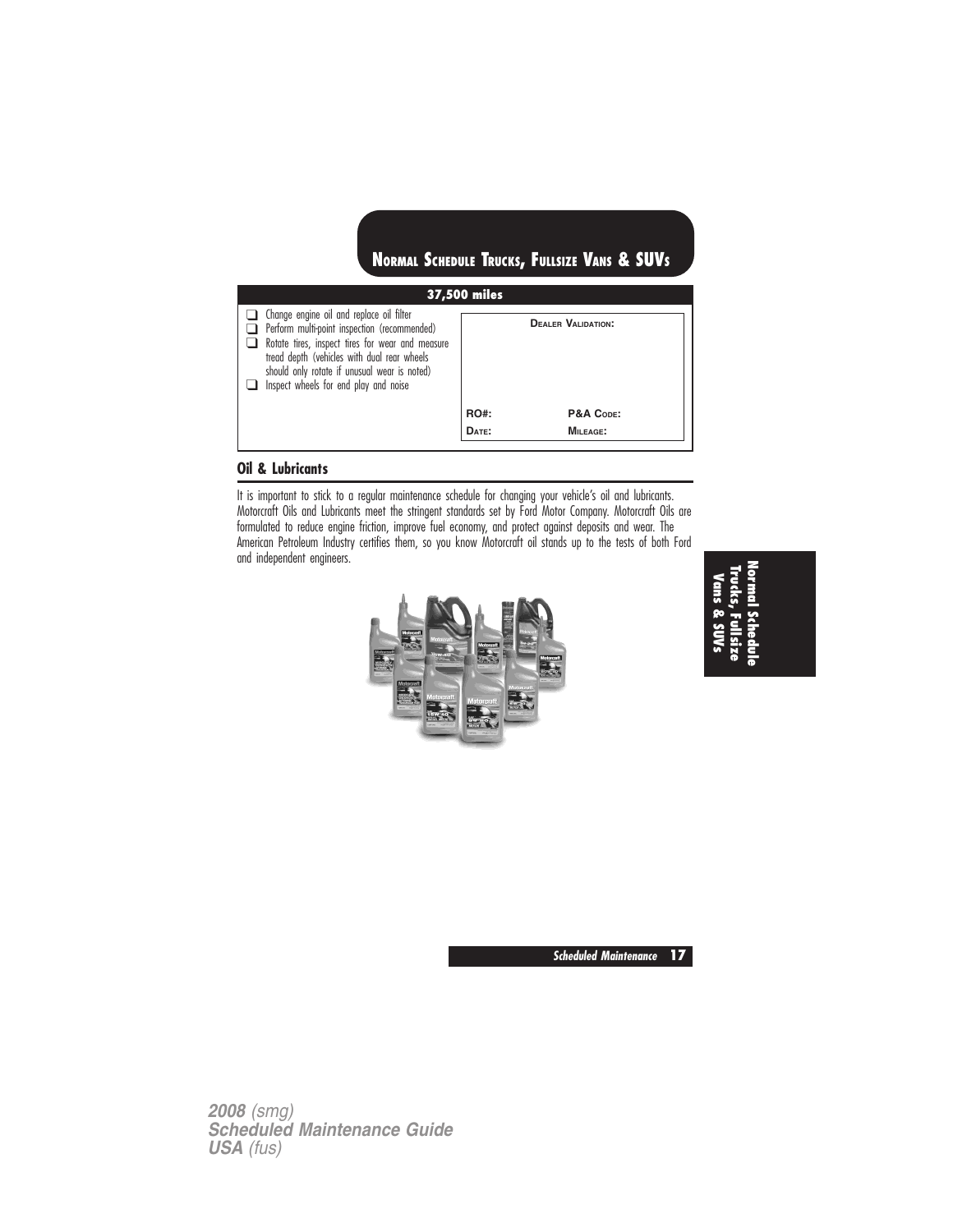## Normal Schedule Trucks, Fullsize Vans & SUVs

| 37,500 miles | |
|---|---|
| ❑ Change engine oil and replace oil filter<br>❑ Perform multi-point inspection (recommended)<br>❑ Rotate tires, inspect tires for wear and measure tread depth (vehicles with dual rear wheels should only rotate if unusual wear is noted)<br>❑ Inspect wheels for end play and noise | **Dealer Validation:**<br><br>**RO#:** **P&A Code:**<br>**Date:** **Mileage:** |

### Oil & Lubricants

It is important to stick to a regular maintenance schedule for changing your vehicle's oil and lubricants. Motorcraft Oils and Lubricants meet the stringent standards set by Ford Motor Company. Motorcraft Oils are formulated to reduce engine friction, improve fuel economy, and protect against deposits and wear. The American Petroleum Industry certifies them, so you know Motorcraft oil stands up to the tests of both Ford and independent engineers.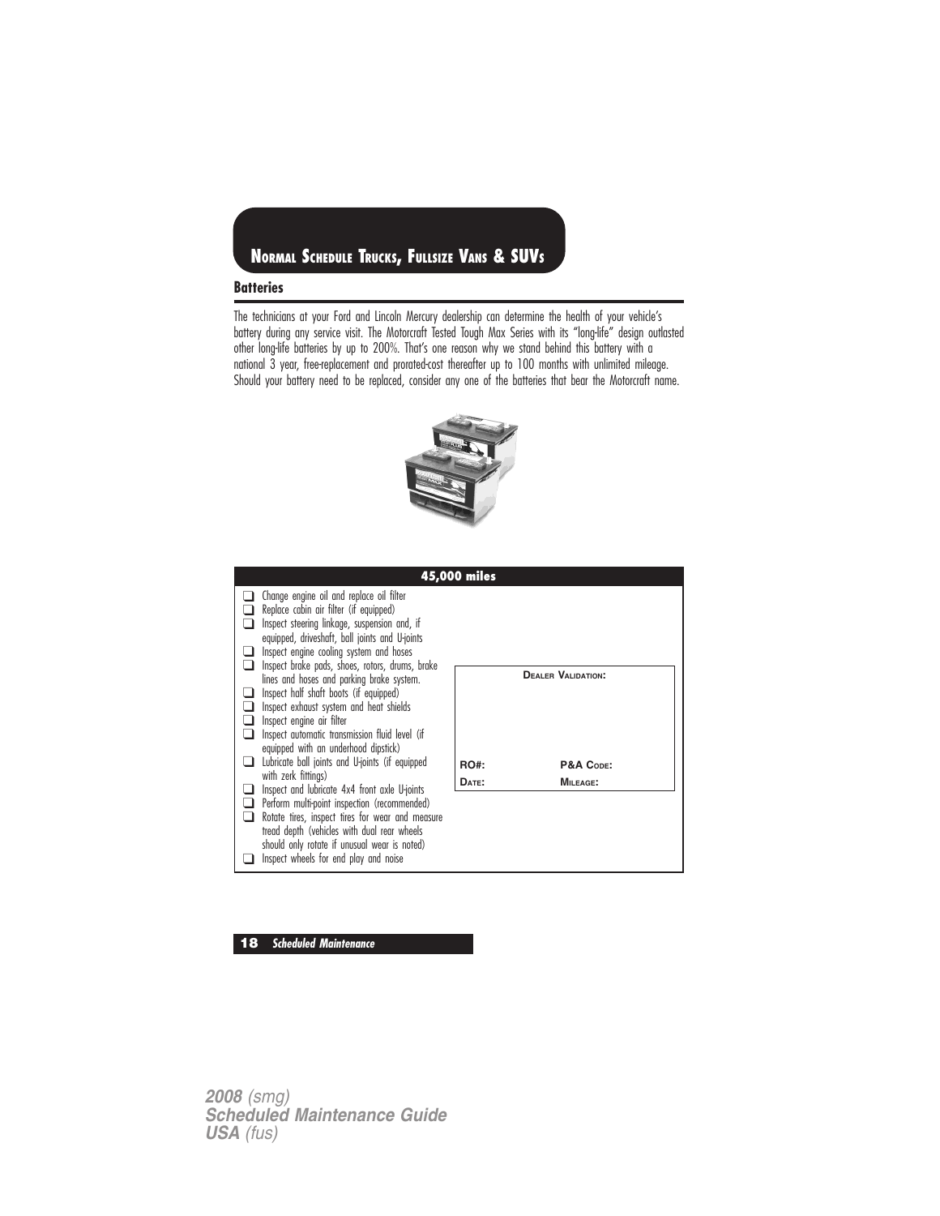# Normal Schedule Trucks, Fullsize Vans & SUVs

## Batteries

The technicians at your Ford and Lincoln Mercury dealership can determine the health of your vehicle's battery during any service visit. The Motorcraft Tested Tough Max Series with its "long-life" design outlasted other long-life batteries by up to 200%. That's one reason why we stand behind this battery with a national 3 year, free-replacement and prorated-cost thereafter up to 100 months with unlimited mileage. Should your battery need to be replaced, consider any one of the batteries that bear the Motorcraft name.

### 45,000 miles

- ❑ Change engine oil and replace oil filter
- ❑ Replace cabin air filter (if equipped)
- ❑ Inspect steering linkage, suspension and, if equipped, driveshaft, ball joints and U-joints
- ❑ Inspect engine cooling system and hoses
- ❑ Inspect brake pads, shoes, rotors, drums, brake lines and hoses and parking brake system.
- ❑ Inspect half shaft boots (if equipped)
- ❑ Inspect exhaust system and heat shields
- ❑ Inspect engine air filter
- ❑ Inspect automatic transmission fluid level (if equipped with an underhood dipstick)
- ❑ Lubricate ball joints and U-joints (if equipped with zerk fittings)
- ❑ Inspect and lubricate 4x4 front axle U-joints
- ❑ Perform multi-point inspection (recommended)
- ❑ Rotate tires, inspect tires for wear and measure tread depth (vehicles with dual rear wheels should only rotate if unusual wear is noted)
- ❑ Inspect wheels for end play and noise

| Dealer Validation: | |
|---|---|
| RO#: | P&A Code: |
| Date: | Mileage: |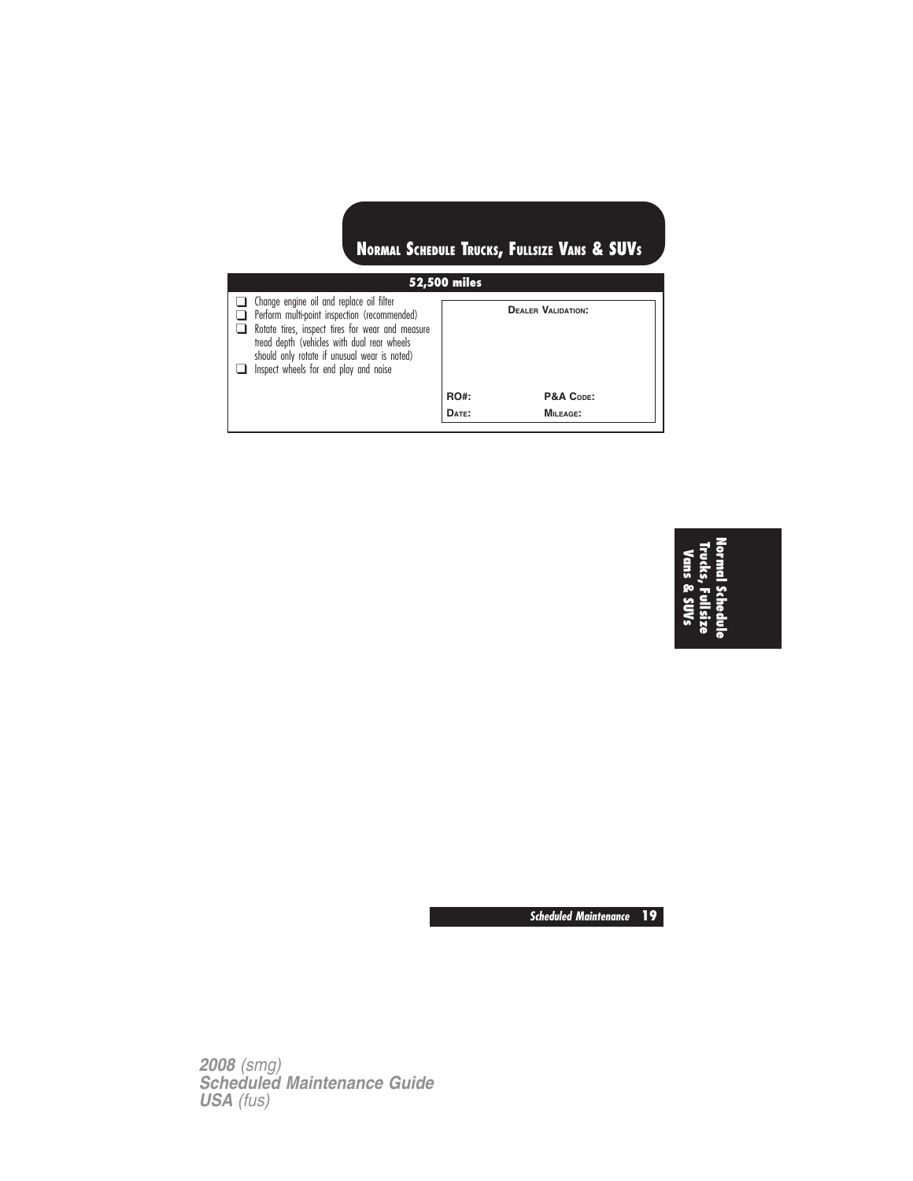## Normal Schedule Trucks, Fullsize Vans & SUVs

| 52,500 miles | |
|---|---|
| ❑ Change engine oil and replace oil filter<br>❑ Perform multi-point inspection (recommended)<br>❑ Rotate tires, inspect tires for wear and measure tread depth (vehicles with dual rear wheels should only rotate if unusual wear is noted)<br>❑ Inspect wheels for end play and noise | **Dealer Validation:**<br><br>**RO#:** **P&A Code:**<br>**Date:** **Mileage:** |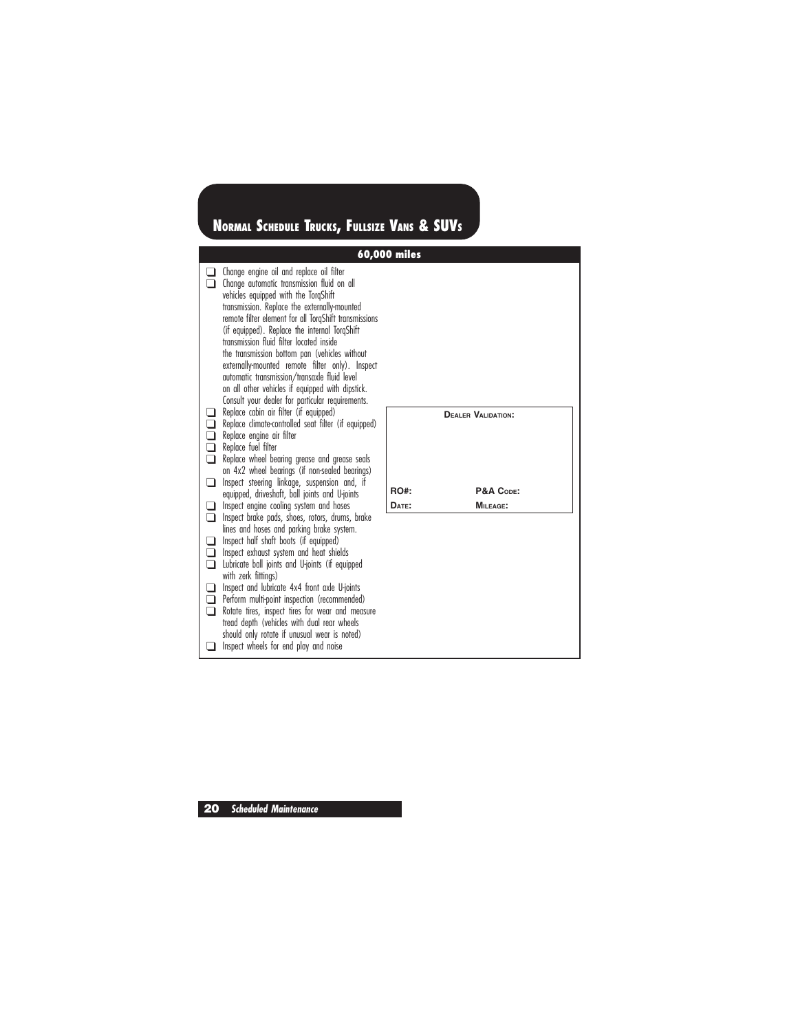# Normal Schedule Trucks, Fullsize Vans & SUVs

## 60,000 miles

- ❑ Change engine oil and replace oil filter
- ❑ Change automatic transmission fluid on all vehicles equipped with the TorqShift transmission. Replace the externally-mounted remote filter element for all TorqShift transmissions (if equipped). Replace the internal TorqShift transmission fluid filter located inside the transmission bottom pan (vehicles without externally-mounted remote filter only). Inspect automatic transmission/transaxle fluid level on all other vehicles if equipped with dipstick. Consult your dealer for particular requirements.
- ❑ Replace cabin air filter (if equipped)
- ❑ Replace climate-controlled seat filter (if equipped)
- ❑ Replace engine air filter
- ❑ Replace fuel filter
- ❑ Replace wheel bearing grease and grease seals on 4x2 wheel bearings (if non-sealed bearings)
- ❑ Inspect steering linkage, suspension and, if equipped, driveshaft, ball joints and U-joints
- ❑ Inspect engine cooling system and hoses
- ❑ Inspect brake pads, shoes, rotors, drums, brake lines and hoses and parking brake system.
- ❑ Inspect half shaft boots (if equipped)
- ❑ Inspect exhaust system and heat shields
- ❑ Lubricate ball joints and U-joints (if equipped with zerk fittings)
- ❑ Inspect and lubricate 4x4 front axle U-joints
- ❑ Perform multi-point inspection (recommended)
- ❑ Rotate tires, inspect tires for wear and measure tread depth (vehicles with dual rear wheels should only rotate if unusual wear is noted)
- ❑ Inspect wheels for end play and noise

| Dealer Validation: | |
|---|---|
| RO#: | P&A Code: |
| Date: | Mileage: |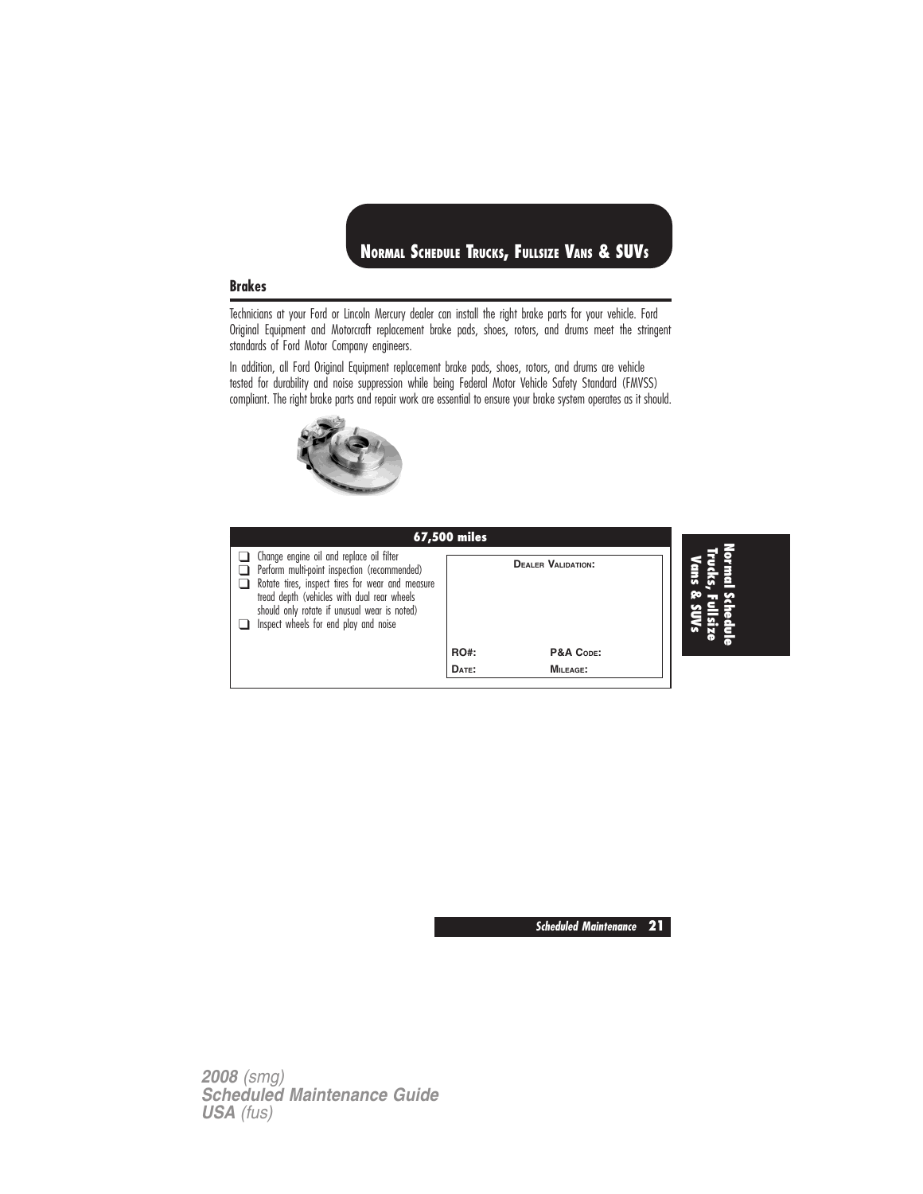## Brakes

Technicians at your Ford or Lincoln Mercury dealer can install the right brake parts for your vehicle. Ford Original Equipment and Motorcraft replacement brake pads, shoes, rotors, and drums meet the stringent standards of Ford Motor Company engineers.

In addition, all Ford Original Equipment replacement brake pads, shoes, rotors, and drums are vehicle tested for durability and noise suppression while being Federal Motor Vehicle Safety Standard (FMVSS) compliant. The right brake parts and repair work are essential to ensure your brake system operates as it should.

| 67,500 miles | | |
|---|---|---|
| ❑ Change engine oil and replace oil filter<br>❑ Perform multi-point inspection (recommended)<br>❑ Rotate tires, inspect tires for wear and measure tread depth (vehicles with dual rear wheels should only rotate if unusual wear is noted)<br>❑ Inspect wheels for end play and noise | DEALER VALIDATION: | |
| | RO#: | P&A CODE: |
| | DATE: | MILEAGE: |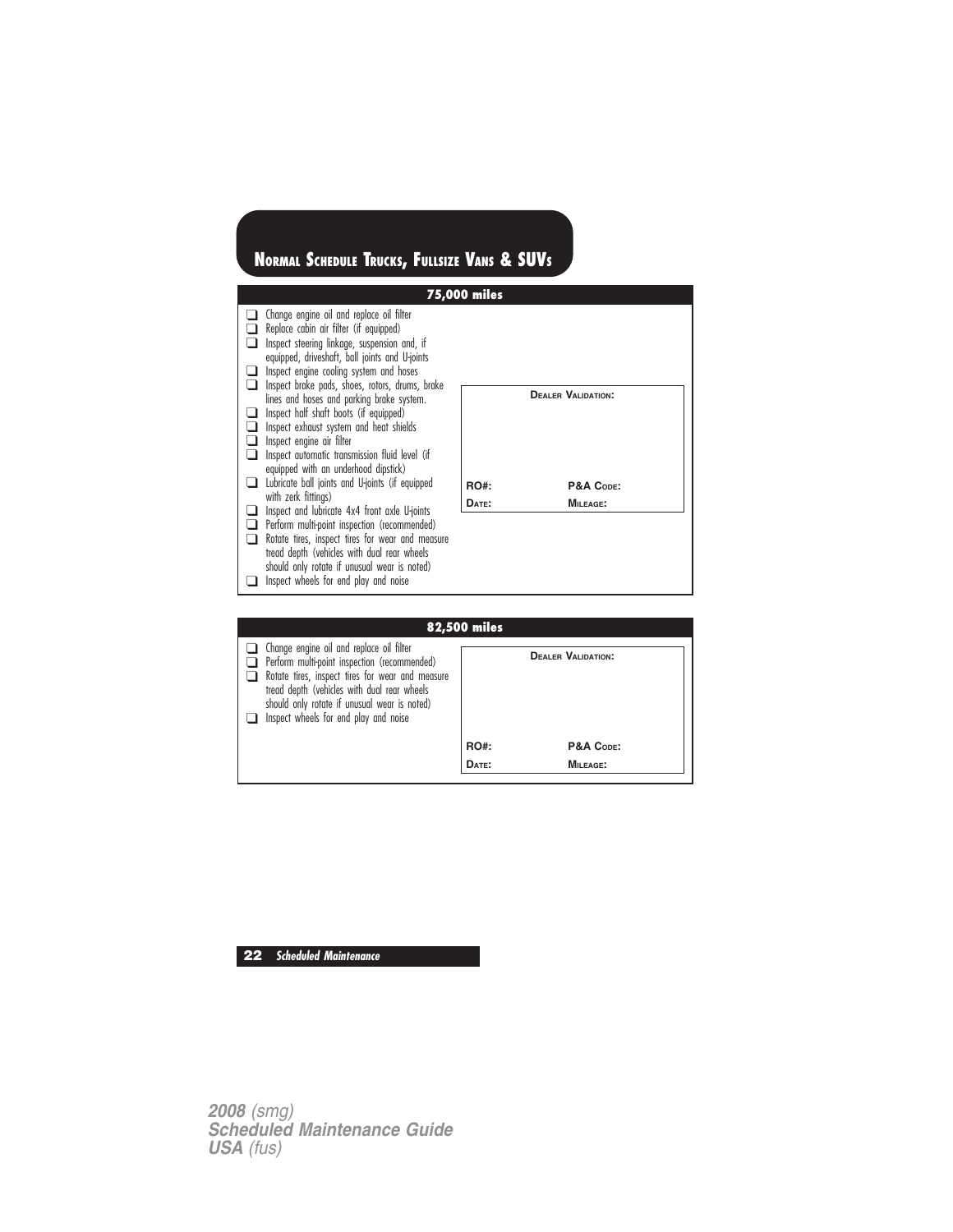## Normal Schedule Trucks, Fullsize Vans & SUVs

### 75,000 miles

- ❑ Change engine oil and replace oil filter
- ❑ Replace cabin air filter (if equipped)
- ❑ Inspect steering linkage, suspension and, if equipped, driveshaft, ball joints and U-joints
- ❑ Inspect engine cooling system and hoses
- ❑ Inspect brake pads, shoes, rotors, drums, brake lines and hoses and parking brake system.
- ❑ Inspect half shaft boots (if equipped)
- ❑ Inspect exhaust system and heat shields
- ❑ Inspect engine air filter
- ❑ Inspect automatic transmission fluid level (if equipped with an underhood dipstick)
- ❑ Lubricate ball joints and U-joints (if equipped with zerk fittings)
- ❑ Inspect and lubricate 4x4 front axle U-joints
- ❑ Perform multi-point inspection (recommended)
- ❑ Rotate tires, inspect tires for wear and measure tread depth (vehicles with dual rear wheels should only rotate if unusual wear is noted)
- ❑ Inspect wheels for end play and noise

**Dealer Validation:**

| | |
|---|---|
| **RO#:** | **P&A Code:** |
| **Date:** | **Mileage:** |

### 82,500 miles

- ❑ Change engine oil and replace oil filter
- ❑ Perform multi-point inspection (recommended)
- ❑ Rotate tires, inspect tires for wear and measure tread depth (vehicles with dual rear wheels should only rotate if unusual wear is noted)
- ❑ Inspect wheels for end play and noise

**Dealer Validation:**

| | |
|---|---|
| **RO#:** | **P&A Code:** |
| **Date:** | **Mileage:** |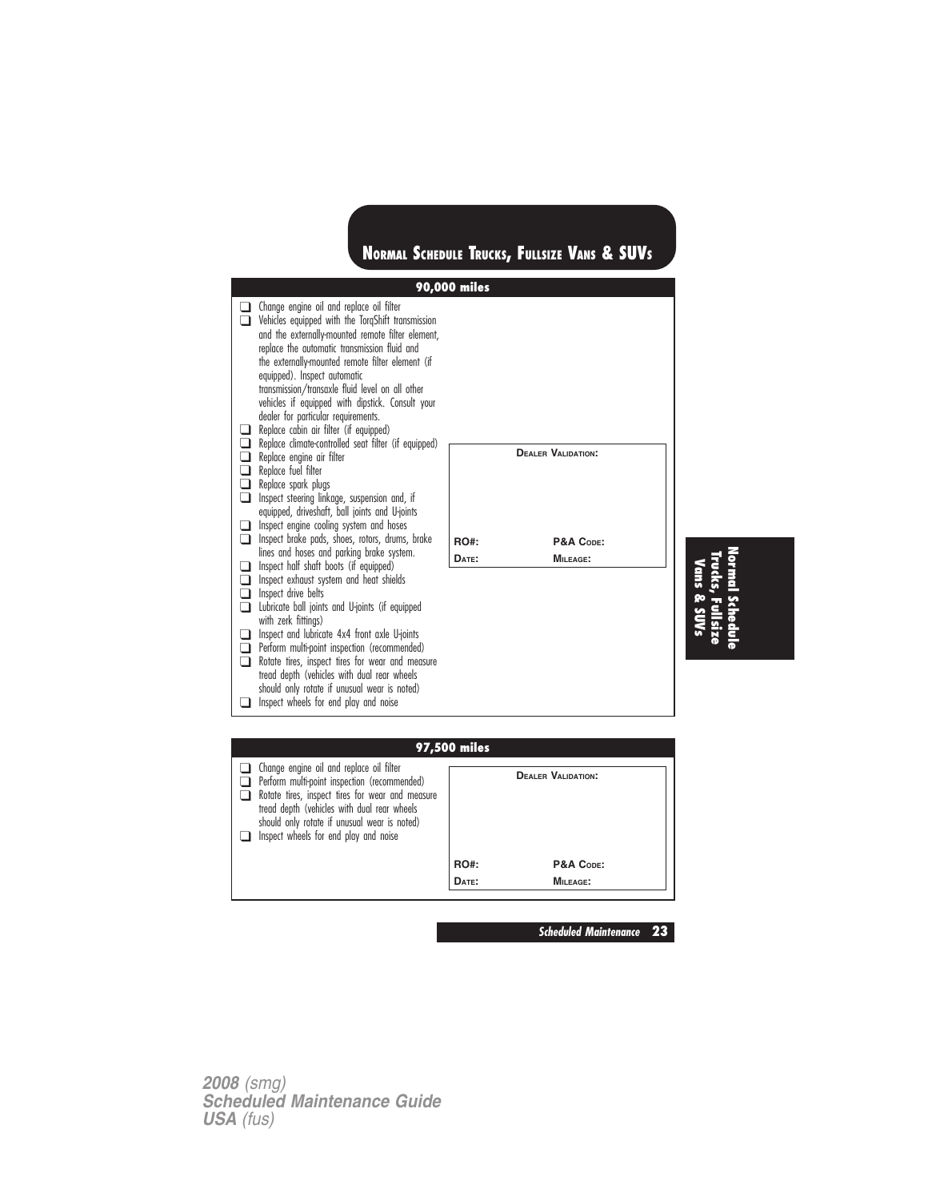## Normal Schedule Trucks, Fullsize Vans & SUVs

### 90,000 miles

- ❑ Change engine oil and replace oil filter
- ❑ Vehicles equipped with the TorqShift transmission and the externally-mounted remote filter element, replace the automatic transmission fluid and the externally-mounted remote filter element (if equipped). Inspect automatic transmission/transaxle fluid level on all other vehicles if equipped with dipstick. Consult your dealer for particular requirements.
- ❑ Replace cabin air filter (if equipped)
- ❑ Replace climate-controlled seat filter (if equipped)
- ❑ Replace engine air filter
- ❑ Replace fuel filter
- ❑ Replace spark plugs
- ❑ Inspect steering linkage, suspension and, if equipped, driveshaft, ball joints and U-joints
- ❑ Inspect engine cooling system and hoses
- ❑ Inspect brake pads, shoes, rotors, drums, brake lines and hoses and parking brake system.
- ❑ Inspect half shaft boots (if equipped)
- ❑ Inspect exhaust system and heat shields
- ❑ Inspect drive belts
- ❑ Lubricate ball joints and U-joints (if equipped with zerk fittings)
- ❑ Inspect and lubricate 4x4 front axle U-joints
- ❑ Perform multi-point inspection (recommended)
- ❑ Rotate tires, inspect tires for wear and measure tread depth (vehicles with dual rear wheels should only rotate if unusual wear is noted)
- ❑ Inspect wheels for end play and noise

| Dealer Validation: | |
|---|---|
| | |
| RO#: | P&A Code: |
| Date: | Mileage: |

### 97,500 miles

- ❑ Change engine oil and replace oil filter
- ❑ Perform multi-point inspection (recommended)
- ❑ Rotate tires, inspect tires for wear and measure tread depth (vehicles with dual rear wheels should only rotate if unusual wear is noted)
- ❑ Inspect wheels for end play and noise

| Dealer Validation: | |
|---|---|
| | |
| RO#: | P&A Code: |
| Date: | Mileage: |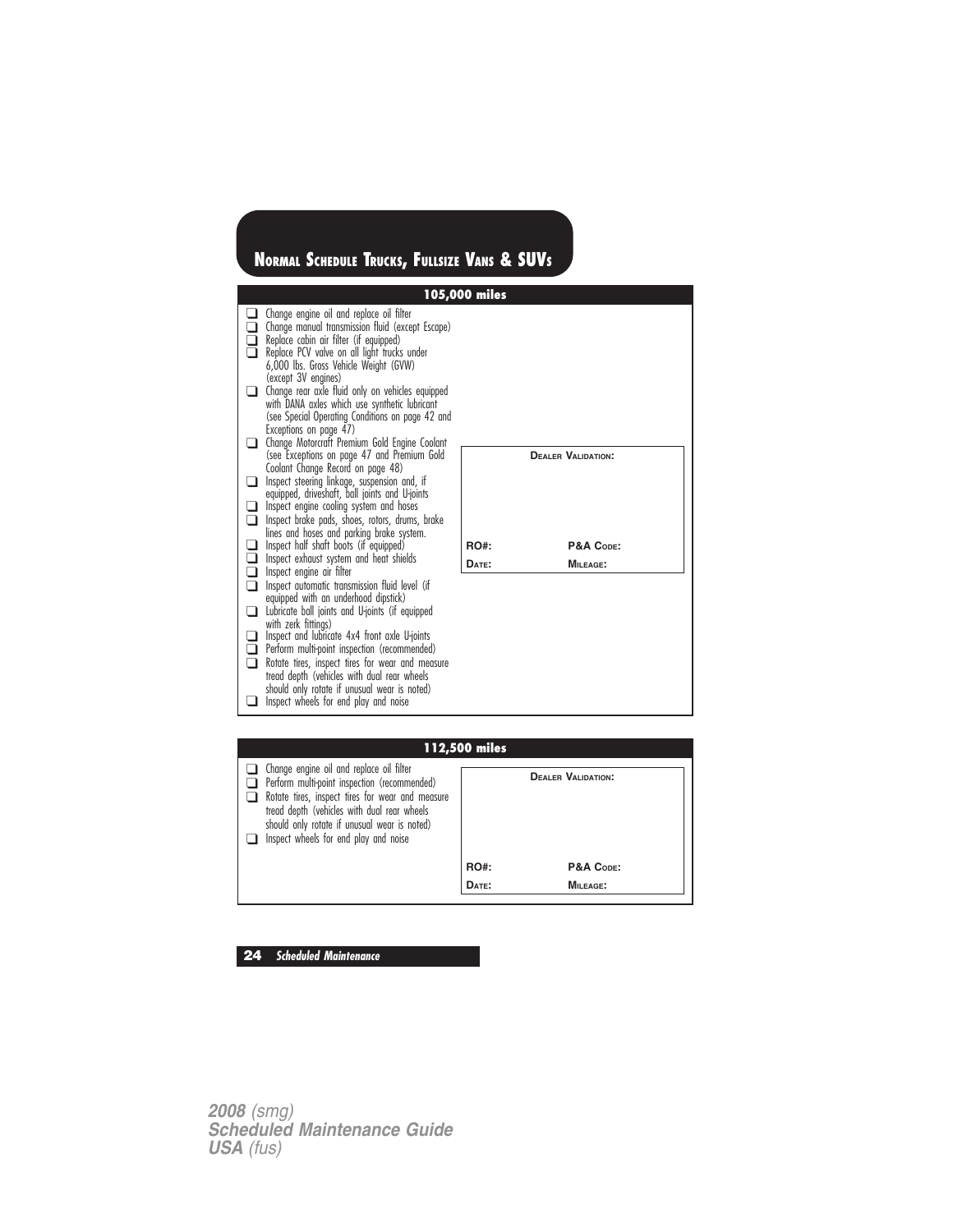## Normal Schedule Trucks, Fullsize Vans & SUVs

### 105,000 miles

- ❑ Change engine oil and replace oil filter
- ❑ Change manual transmission fluid (except Escape)
- ❑ Replace cabin air filter (if equipped)
- ❑ Replace PCV valve on all light trucks under 6,000 lbs. Gross Vehicle Weight (GVW) (except 3V engines)
- ❑ Change rear axle fluid only on vehicles equipped with DANA axles which use synthetic lubricant (see Special Operating Conditions on page 42 and Exceptions on page 47)
- ❑ Change Motorcraft Premium Gold Engine Coolant (see Exceptions on page 47 and Premium Gold Coolant Change Record on page 48)
- ❑ Inspect steering linkage, suspension and, if equipped, driveshaft, ball joints and U-joints
- ❑ Inspect engine cooling system and hoses
- ❑ Inspect brake pads, shoes, rotors, drums, brake lines and hoses and parking brake system.
- ❑ Inspect half shaft boots (if equipped)
- ❑ Inspect exhaust system and heat shields
- ❑ Inspect engine air filter
- ❑ Inspect automatic transmission fluid level (if equipped with an underhood dipstick)
- ❑ Lubricate ball joints and U-joints (if equipped with zerk fittings)
- ❑ Inspect and lubricate 4x4 front axle U-joints
- ❑ Perform multi-point inspection (recommended)
- ❑ Rotate tires, inspect tires for wear and measure tread depth (vehicles with dual rear wheels should only rotate if unusual wear is noted)
- ❑ Inspect wheels for end play and noise

| Dealer Validation: | |
|---|---|
| | |
| RO#: | P&A Code: |
| Date: | Mileage: |

### 112,500 miles

- ❑ Change engine oil and replace oil filter
- ❑ Perform multi-point inspection (recommended)
- ❑ Rotate tires, inspect tires for wear and measure tread depth (vehicles with dual rear wheels should only rotate if unusual wear is noted)
- ❑ Inspect wheels for end play and noise

| Dealer Validation: | |
|---|---|
| | |
| RO#: | P&A Code: |
| Date: | Mileage: |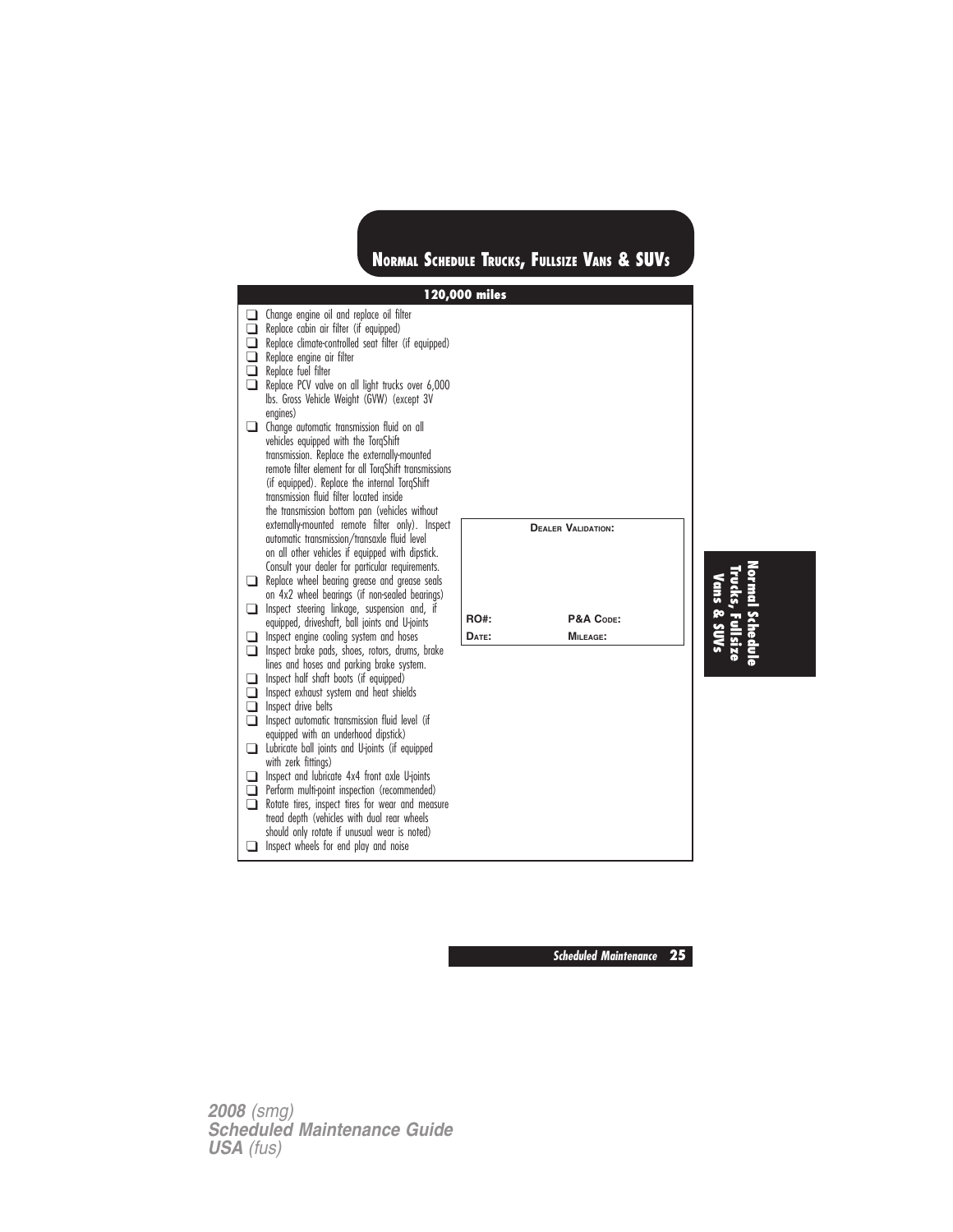## Normal Schedule Trucks, Fullsize Vans & SUVs

### 120,000 miles

- ❑ Change engine oil and replace oil filter
- ❑ Replace cabin air filter (if equipped)
- ❑ Replace climate-controlled seat filter (if equipped)
- ❑ Replace engine air filter
- ❑ Replace fuel filter
- ❑ Replace PCV valve on all light trucks over 6,000 lbs. Gross Vehicle Weight (GVW) (except 3V engines)
- ❑ Change automatic transmission fluid on all vehicles equipped with the TorqShift transmission. Replace the externally-mounted remote filter element for all TorqShift transmissions (if equipped). Replace the internal TorqShift transmission fluid filter located inside the transmission bottom pan (vehicles without externally-mounted remote filter only). Inspect automatic transmission/transaxle fluid level on all other vehicles if equipped with dipstick. Consult your dealer for particular requirements.
- ❑ Replace wheel bearing grease and grease seals on 4x2 wheel bearings (if non-sealed bearings)
- ❑ Inspect steering linkage, suspension and, if equipped, driveshaft, ball joints and U-joints
- ❑ Inspect engine cooling system and hoses
- ❑ Inspect brake pads, shoes, rotors, drums, brake lines and hoses and parking brake system.
- ❑ Inspect half shaft boots (if equipped)
- ❑ Inspect exhaust system and heat shields
- ❑ Inspect drive belts
- ❑ Inspect automatic transmission fluid level (if equipped with an underhood dipstick)
- ❑ Lubricate ball joints and U-joints (if equipped with zerk fittings)
- ❑ Inspect and lubricate 4x4 front axle U-joints
- ❑ Perform multi-point inspection (recommended)
- ❑ Rotate tires, inspect tires for wear and measure tread depth (vehicles with dual rear wheels should only rotate if unusual wear is noted)
- ❑ Inspect wheels for end play and noise

| Dealer Validation: | |
|---|---|
| RO#: | P&A Code: |
| Date: | Mileage: |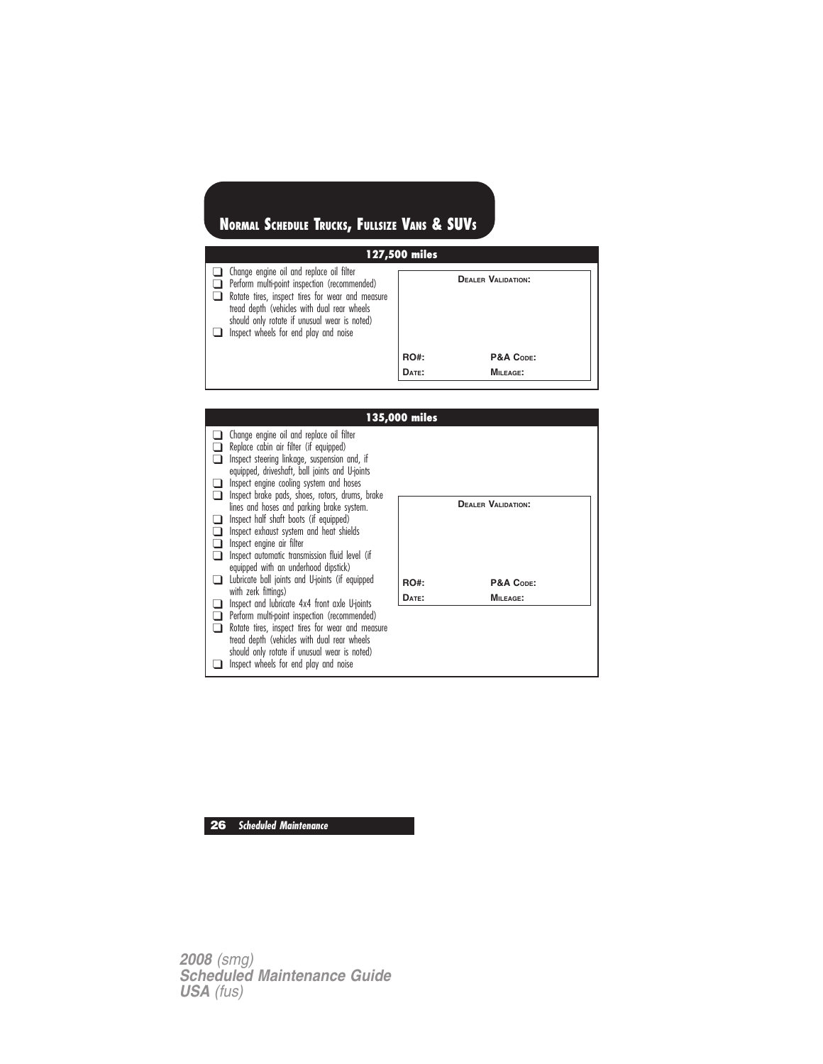## Normal Schedule Trucks, Fullsize Vans & SUVs

### 127,500 miles

- ❑ Change engine oil and replace oil filter
- ❑ Perform multi-point inspection (recommended)
- ❑ Rotate tires, inspect tires for wear and measure tread depth (vehicles with dual rear wheels should only rotate if unusual wear is noted)
- ❑ Inspect wheels for end play and noise

**Dealer Validation:**

| | |
|---|---|
| **RO#:** | **P&A Code:** |
| **Date:** | **Mileage:** |

### 135,000 miles

- ❑ Change engine oil and replace oil filter
- ❑ Replace cabin air filter (if equipped)
- ❑ Inspect steering linkage, suspension and, if equipped, driveshaft, ball joints and U-joints
- ❑ Inspect engine cooling system and hoses
- ❑ Inspect brake pads, shoes, rotors, drums, brake lines and hoses and parking brake system.
- ❑ Inspect half shaft boots (if equipped)
- ❑ Inspect exhaust system and heat shields
- ❑ Inspect engine air filter
- ❑ Inspect automatic transmission fluid level (if equipped with an underhood dipstick)
- ❑ Lubricate ball joints and U-joints (if equipped with zerk fittings)
- ❑ Inspect and lubricate 4x4 front axle U-joints
- ❑ Perform multi-point inspection (recommended)
- ❑ Rotate tires, inspect tires for wear and measure tread depth (vehicles with dual rear wheels should only rotate if unusual wear is noted)
- ❑ Inspect wheels for end play and noise

**Dealer Validation:**

| | |
|---|---|
| **RO#:** | **P&A Code:** |
| **Date:** | **Mileage:** |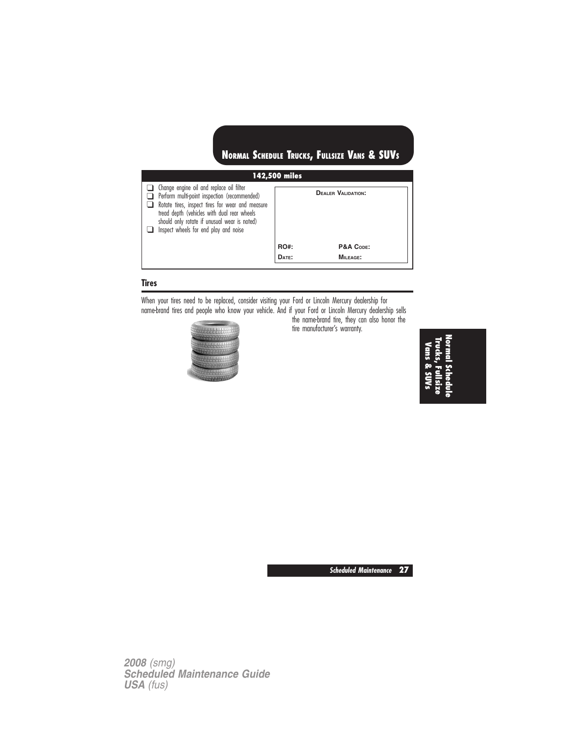## Normal Schedule Trucks, Fullsize Vans & SUVs

| 142,500 miles | | |
|---|---|---|
| ❑ Change engine oil and replace oil filter<br>❑ Perform multi-point inspection (recommended)<br>❑ Rotate tires, inspect tires for wear and measure tread depth (vehicles with dual rear wheels should only rotate if unusual wear is noted)<br>❑ Inspect wheels for end play and noise | **Dealer Validation:** | |
| | **RO#:** | **P&A Code:** |
| | **Date:** | **Mileage:** |

### Tires

When your tires need to be replaced, consider visiting your Ford or Lincoln Mercury dealership for name-brand tires and people who know your vehicle. And if your Ford or Lincoln Mercury dealership sells the name-brand tire, they can also honor the tire manufacturer's warranty.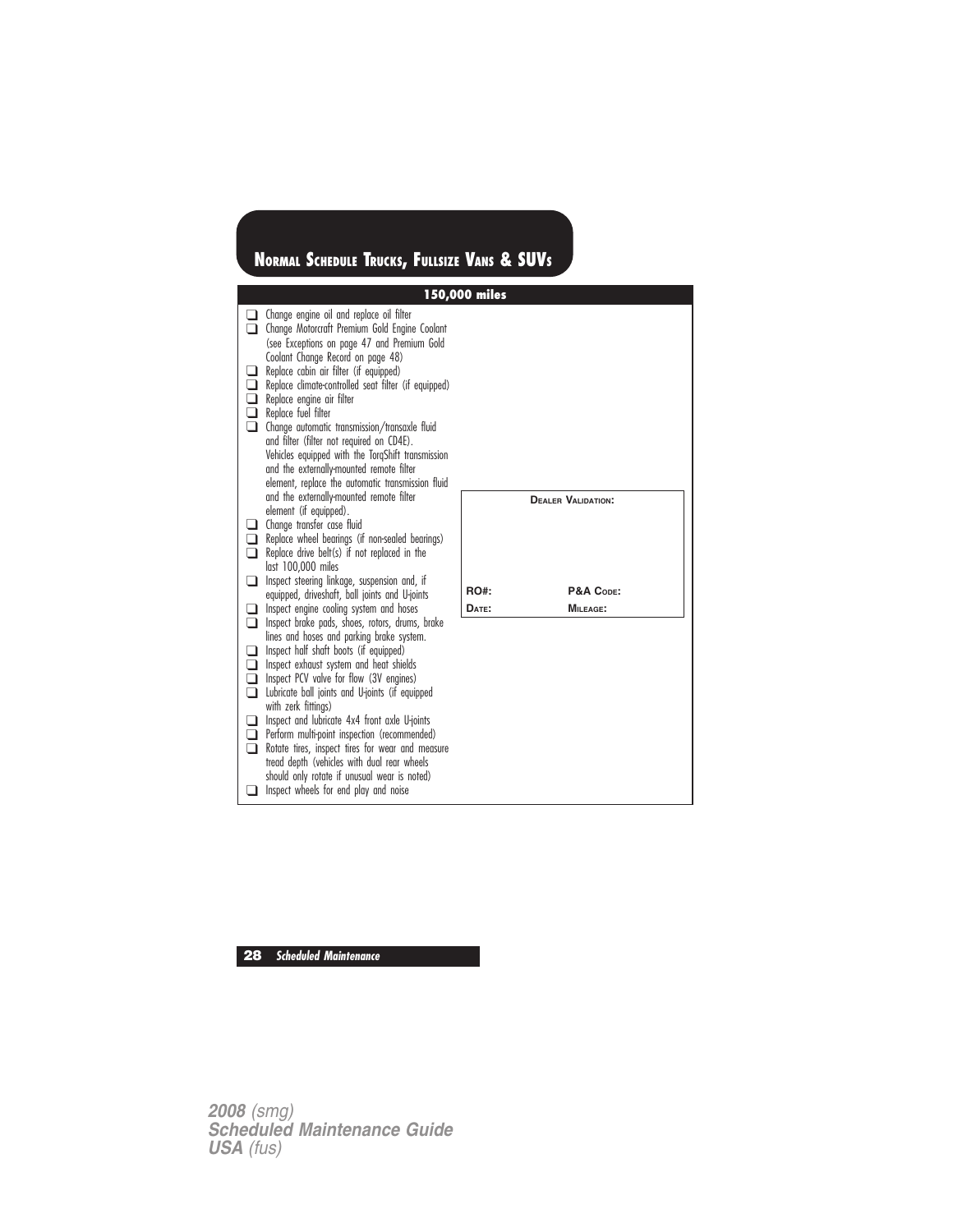## NORMAL SCHEDULE TRUCKS, FULLSIZE VANS & SUVS

### 150,000 miles

- ❑ Change engine oil and replace oil filter
- ❑ Change Motorcraft Premium Gold Engine Coolant (see Exceptions on page 47 and Premium Gold Coolant Change Record on page 48)
- ❑ Replace cabin air filter (if equipped)
- ❑ Replace climate-controlled seat filter (if equipped)
- ❑ Replace engine air filter
- ❑ Replace fuel filter
- ❑ Change automatic transmission/transaxle fluid and filter (filter not required on CD4E). Vehicles equipped with the TorqShift transmission and the externally-mounted remote filter element, replace the automatic transmission fluid and the externally-mounted remote filter element (if equipped).
- ❑ Change transfer case fluid
- ❑ Replace wheel bearings (if non-sealed bearings)
- ❑ Replace drive belt(s) if not replaced in the last 100,000 miles
- ❑ Inspect steering linkage, suspension and, if equipped, driveshaft, ball joints and U-joints
- ❑ Inspect engine cooling system and hoses
- ❑ Inspect brake pads, shoes, rotors, drums, brake lines and hoses and parking brake system.
- ❑ Inspect half shaft boots (if equipped)
- ❑ Inspect exhaust system and heat shields
- ❑ Inspect PCV valve for flow (3V engines)
- ❑ Lubricate ball joints and U-joints (if equipped with zerk fittings)
- ❑ Inspect and lubricate 4x4 front axle U-joints
- ❑ Perform multi-point inspection (recommended)
- ❑ Rotate tires, inspect tires for wear and measure tread depth (vehicles with dual rear wheels should only rotate if unusual wear is noted)
- ❑ Inspect wheels for end play and noise

| DEALER VALIDATION: | |
|---|---|
| | |
| RO#: | P&A CODE: |
| DATE: | MILEAGE: |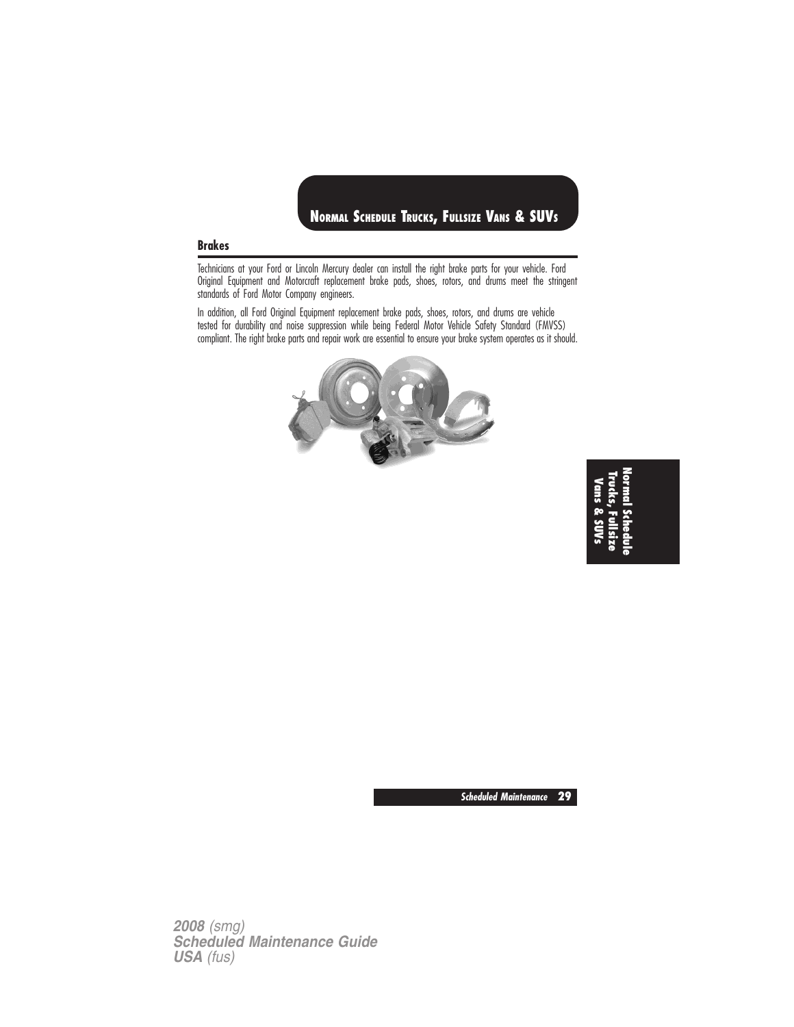## Brakes

Technicians at your Ford or Lincoln Mercury dealer can install the right brake parts for your vehicle. Ford Original Equipment and Motorcraft replacement brake pads, shoes, rotors, and drums meet the stringent standards of Ford Motor Company engineers.

In addition, all Ford Original Equipment replacement brake pads, shoes, rotors, and drums are vehicle tested for durability and noise suppression while being Federal Motor Vehicle Safety Standard (FMVSS) compliant. The right brake parts and repair work are essential to ensure your brake system operates as it should.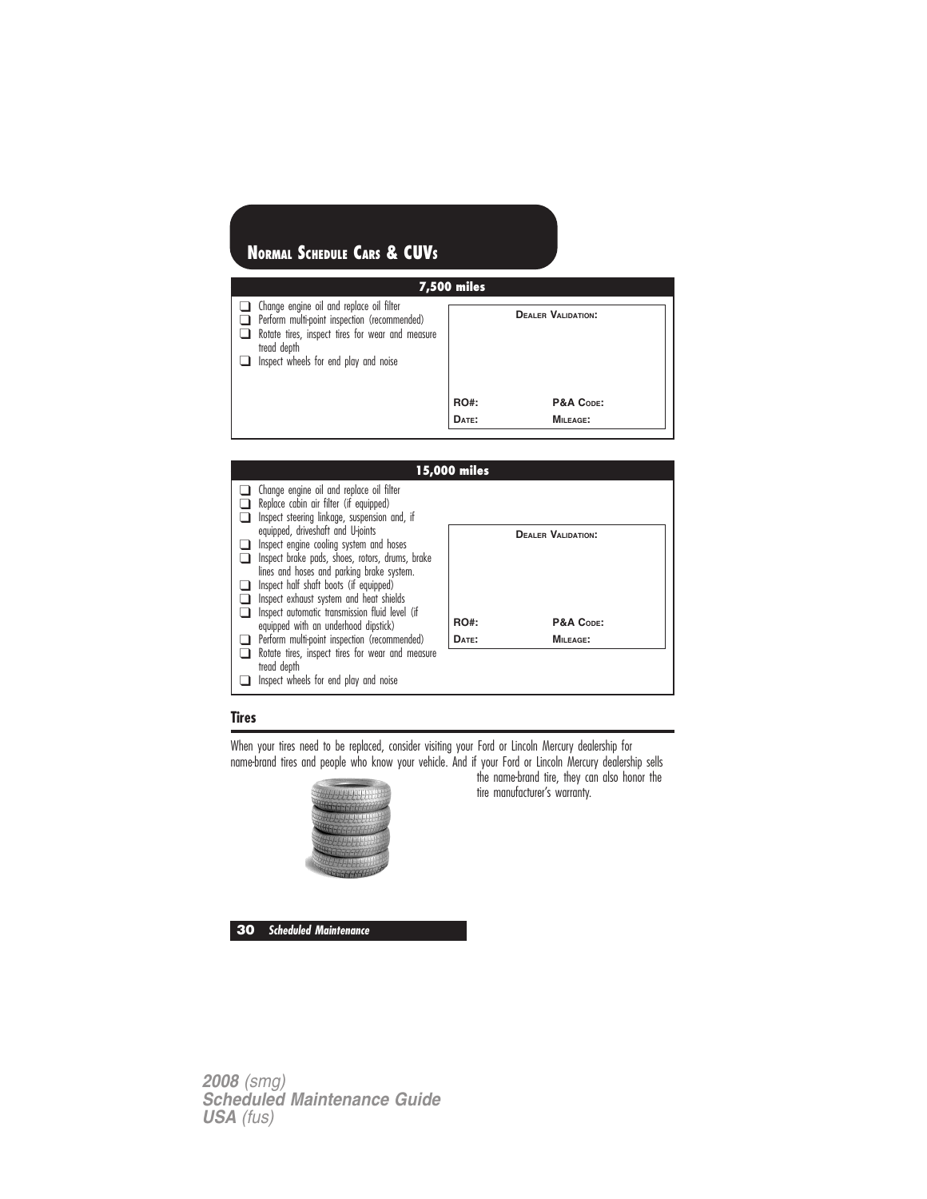## Normal Schedule Cars & CUVs

### 7,500 miles

- ❑ Change engine oil and replace oil filter
- ❑ Perform multi-point inspection (recommended)
- ❑ Rotate tires, inspect tires for wear and measure tread depth
- ❑ Inspect wheels for end play and noise

| Dealer Validation: | |
|---|---|
| RO#: | P&A Code: |
| Date: | Mileage: |

### 15,000 miles

- ❑ Change engine oil and replace oil filter
- ❑ Replace cabin air filter (if equipped)
- ❑ Inspect steering linkage, suspension and, if equipped, driveshaft and U-joints
- ❑ Inspect engine cooling system and hoses
- ❑ Inspect brake pads, shoes, rotors, drums, brake lines and hoses and parking brake system.
- ❑ Inspect half shaft boots (if equipped)
- ❑ Inspect exhaust system and heat shields
- ❑ Inspect automatic transmission fluid level (if equipped with an underhood dipstick)
- ❑ Perform multi-point inspection (recommended)
- ❑ Rotate tires, inspect tires for wear and measure tread depth
- ❑ Inspect wheels for end play and noise

| Dealer Validation: | |
|---|---|
| RO#: | P&A Code: |
| Date: | Mileage: |

## Tires

When your tires need to be replaced, consider visiting your Ford or Lincoln Mercury dealership for name-brand tires and people who know your vehicle. And if your Ford or Lincoln Mercury dealership sells the name-brand tire, they can also honor the tire manufacturer's warranty.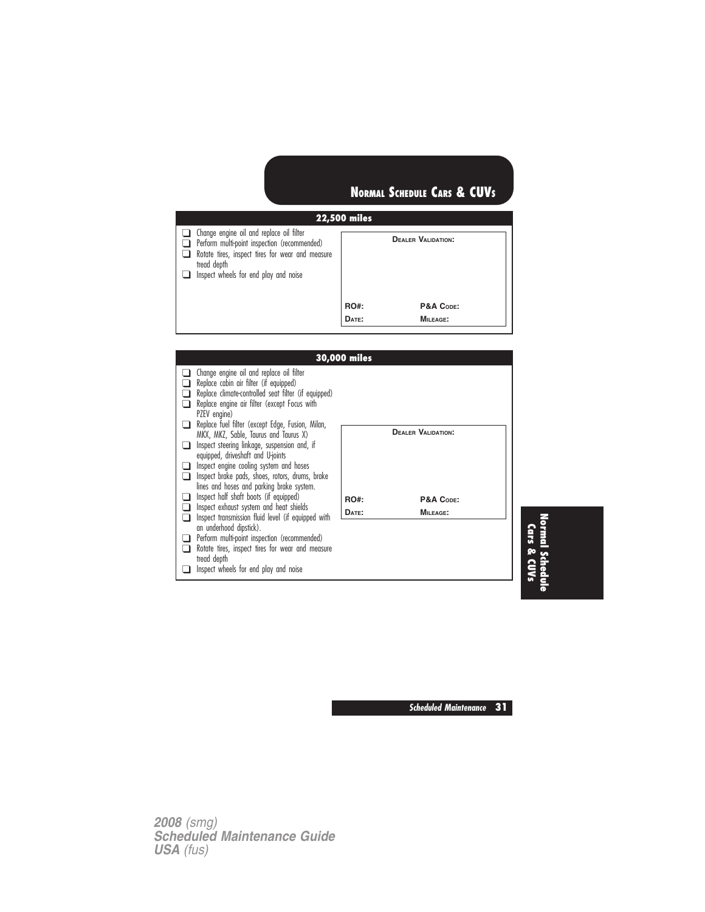## NORMAL SCHEDULE CARS & CUVS

### 22,500 miles

- ❑ Change engine oil and replace oil filter
- ❑ Perform multi-point inspection (recommended)
- ❑ Rotate tires, inspect tires for wear and measure tread depth
- ❑ Inspect wheels for end play and noise

**DEALER VALIDATION:**

**RO#:** 
**P&A CODE:** 
**DATE:** 
**MILEAGE:** 

### 30,000 miles

- ❑ Change engine oil and replace oil filter
- ❑ Replace cabin air filter (if equipped)
- ❑ Replace climate-controlled seat filter (if equipped)
- ❑ Replace engine air filter (except Focus with PZEV engine)
- ❑ Replace fuel filter (except Edge, Fusion, Milan, MKX, MKZ, Sable, Taurus and Taurus X)
- ❑ Inspect steering linkage, suspension and, if equipped, driveshaft and U-joints
- ❑ Inspect engine cooling system and hoses
- ❑ Inspect brake pads, shoes, rotors, drums, brake lines and hoses and parking brake system.
- ❑ Inspect half shaft boots (if equipped)
- ❑ Inspect exhaust system and heat shields
- ❑ Inspect transmission fluid level (if equipped with an underhood dipstick).
- ❑ Perform multi-point inspection (recommended)
- ❑ Rotate tires, inspect tires for wear and measure tread depth
- ❑ Inspect wheels for end play and noise

**DEALER VALIDATION:**

**RO#:** 
**P&A CODE:** 
**DATE:** 
**MILEAGE:**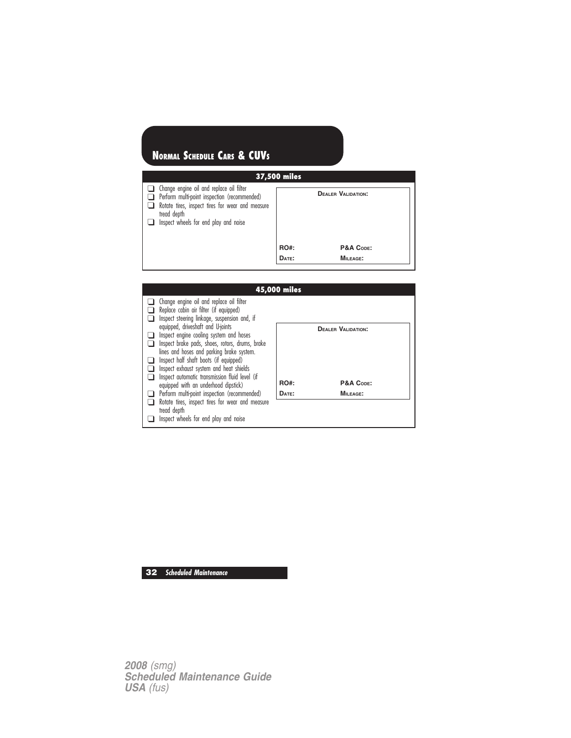## Normal Schedule Cars & CUVs

### 37,500 miles

- ❑ Change engine oil and replace oil filter
- ❑ Perform multi-point inspection (recommended)
- ❑ Rotate tires, inspect tires for wear and measure tread depth
- ❑ Inspect wheels for end play and noise

**Dealer Validation:**

**RO#:** **P&A Code:**

**Date:** **Mileage:**

### 45,000 miles

- ❑ Change engine oil and replace oil filter
- ❑ Replace cabin air filter (if equipped)
- ❑ Inspect steering linkage, suspension and, if equipped, driveshaft and U-joints
- ❑ Inspect engine cooling system and hoses
- ❑ Inspect brake pads, shoes, rotors, drums, brake lines and hoses and parking brake system.
- ❑ Inspect half shaft boots (if equipped)
- ❑ Inspect exhaust system and heat shields
- ❑ Inspect automatic transmission fluid level (if equipped with an underhood dipstick)
- ❑ Perform multi-point inspection (recommended)
- ❑ Rotate tires, inspect tires for wear and measure tread depth
- ❑ Inspect wheels for end play and noise

**Dealer Validation:**

**RO#:** **P&A Code:**

**Date:** **Mileage:**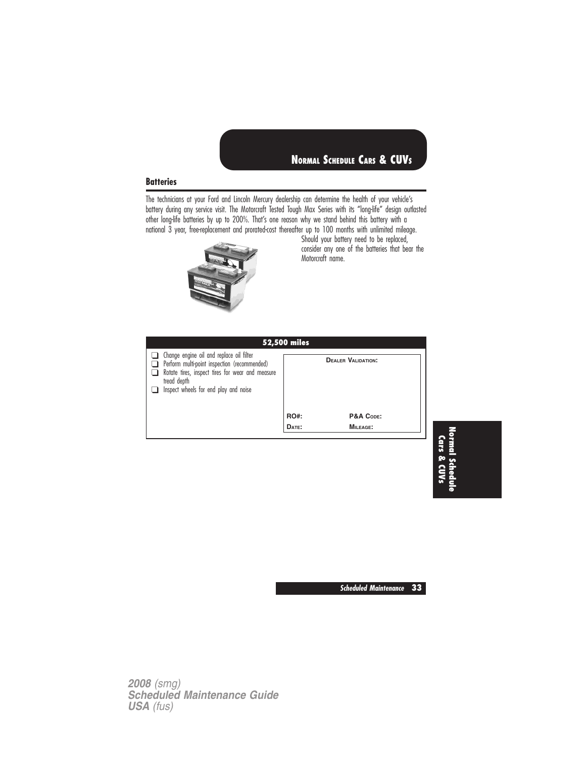## Batteries

The technicians at your Ford and Lincoln Mercury dealership can determine the health of your vehicle's battery during any service visit. The Motorcraft Tested Tough Max Series with its "long-life" design outlasted other long-life batteries by up to 200%. That's one reason why we stand behind this battery with a national 3 year, free-replacement and prorated-cost thereafter up to 100 months with unlimited mileage. Should your battery need to be replaced, consider any one of the batteries that bear the Motorcraft name.

| 52,500 miles | |
|---|---|
| ❑ Change engine oil and replace oil filter<br>❑ Perform multi-point inspection (recommended)<br>❑ Rotate tires, inspect tires for wear and measure tread depth<br>❑ Inspect wheels for end play and noise | **DEALER VALIDATION:**<br><br>**RO#:** &nbsp;&nbsp;&nbsp; **P&A CODE:**<br>**DATE:** &nbsp;&nbsp;&nbsp; **MILEAGE:** |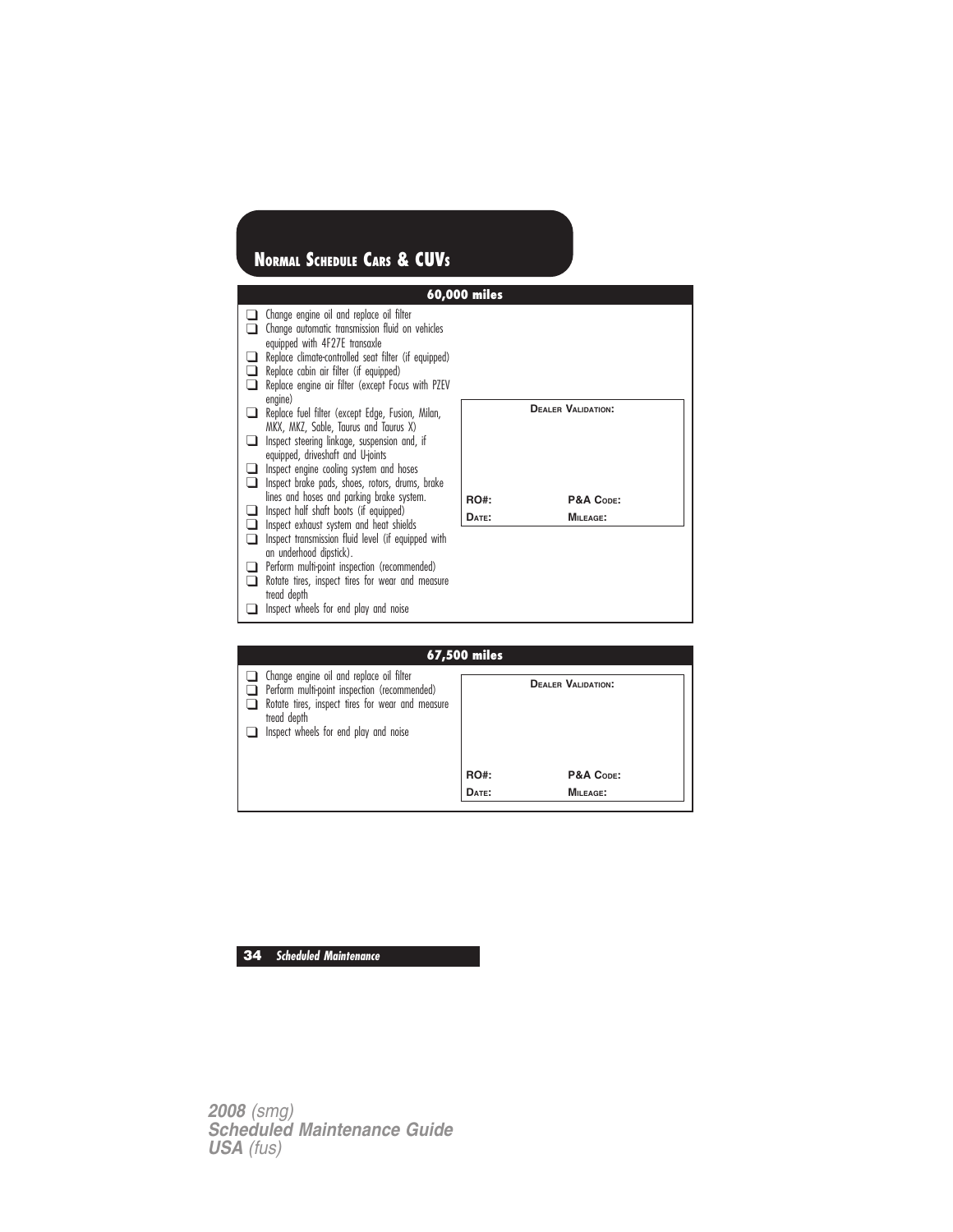## Normal Schedule Cars & CUVs

### 60,000 miles

- ☐ Change engine oil and replace oil filter
- ☐ Change automatic transmission fluid on vehicles equipped with 4F27E transaxle
- ☐ Replace climate-controlled seat filter (if equipped)
- ☐ Replace cabin air filter (if equipped)
- ☐ Replace engine air filter (except Focus with PZEV engine)
- ☐ Replace fuel filter (except Edge, Fusion, Milan, MKX, MKZ, Sable, Taurus and Taurus X)
- ☐ Inspect steering linkage, suspension and, if equipped, driveshaft and U-joints
- ☐ Inspect engine cooling system and hoses
- ☐ Inspect brake pads, shoes, rotors, drums, brake lines and hoses and parking brake system.
- ☐ Inspect half shaft boots (if equipped)
- ☐ Inspect exhaust system and heat shields
- ☐ Inspect transmission fluid level (if equipped with an underhood dipstick).
- ☐ Perform multi-point inspection (recommended)
- ☐ Rotate tires, inspect tires for wear and measure tread depth
- ☐ Inspect wheels for end play and noise

**Dealer Validation:**

| | |
|---|---|
| **RO#:** | **P&A Code:** |
| **Date:** | **Mileage:** |

### 67,500 miles

- ☐ Change engine oil and replace oil filter
- ☐ Perform multi-point inspection (recommended)
- ☐ Rotate tires, inspect tires for wear and measure tread depth
- ☐ Inspect wheels for end play and noise

**Dealer Validation:**

| | |
|---|---|
| **RO#:** | **P&A Code:** |
| **Date:** | **Mileage:** |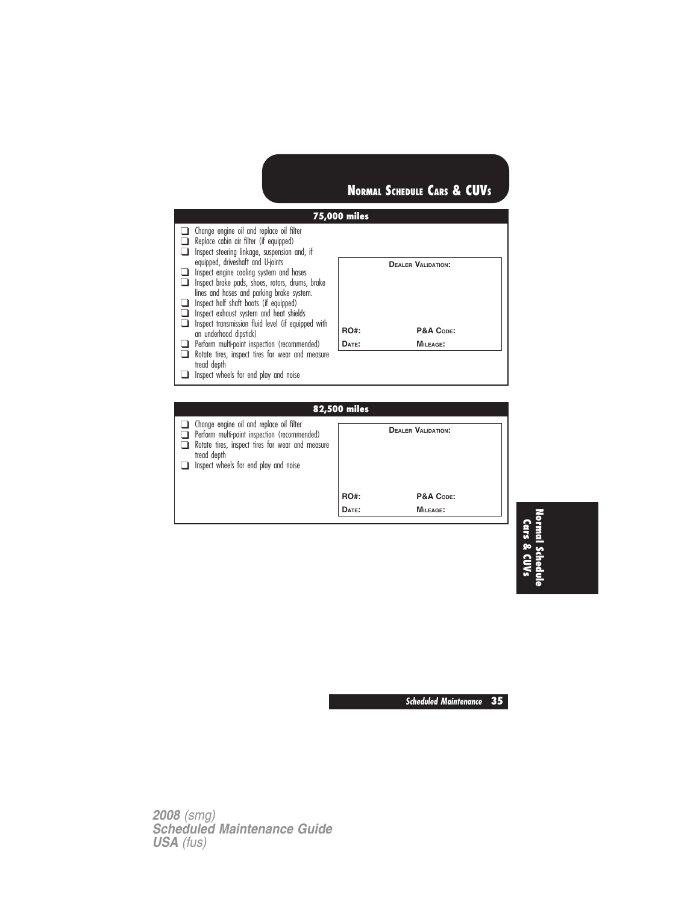## Normal Schedule Cars & CUVs

### 75,000 miles

- ❑ Change engine oil and replace oil filter
- ❑ Replace cabin air filter (if equipped)
- ❑ Inspect steering linkage, suspension and, if equipped, driveshaft and U-joints
- ❑ Inspect engine cooling system and hoses
- ❑ Inspect brake pads, shoes, rotors, drums, brake lines and hoses and parking brake system.
- ❑ Inspect half shaft boots (if equipped)
- ❑ Inspect exhaust system and heat shields
- ❑ Inspect transmission fluid level (if equipped with an underhood dipstick)
- ❑ Perform multi-point inspection (recommended)
- ❑ Rotate tires, inspect tires for wear and measure tread depth
- ❑ Inspect wheels for end play and noise

**Dealer Validation:**

| | |
|---|---|
| **RO#:** | **P&A Code:** |
| **Date:** | **Mileage:** |

### 82,500 miles

- ❑ Change engine oil and replace oil filter
- ❑ Perform multi-point inspection (recommended)
- ❑ Rotate tires, inspect tires for wear and measure tread depth
- ❑ Inspect wheels for end play and noise

**Dealer Validation:**

| | |
|---|---|
| **RO#:** | **P&A Code:** |
| **Date:** | **Mileage:** |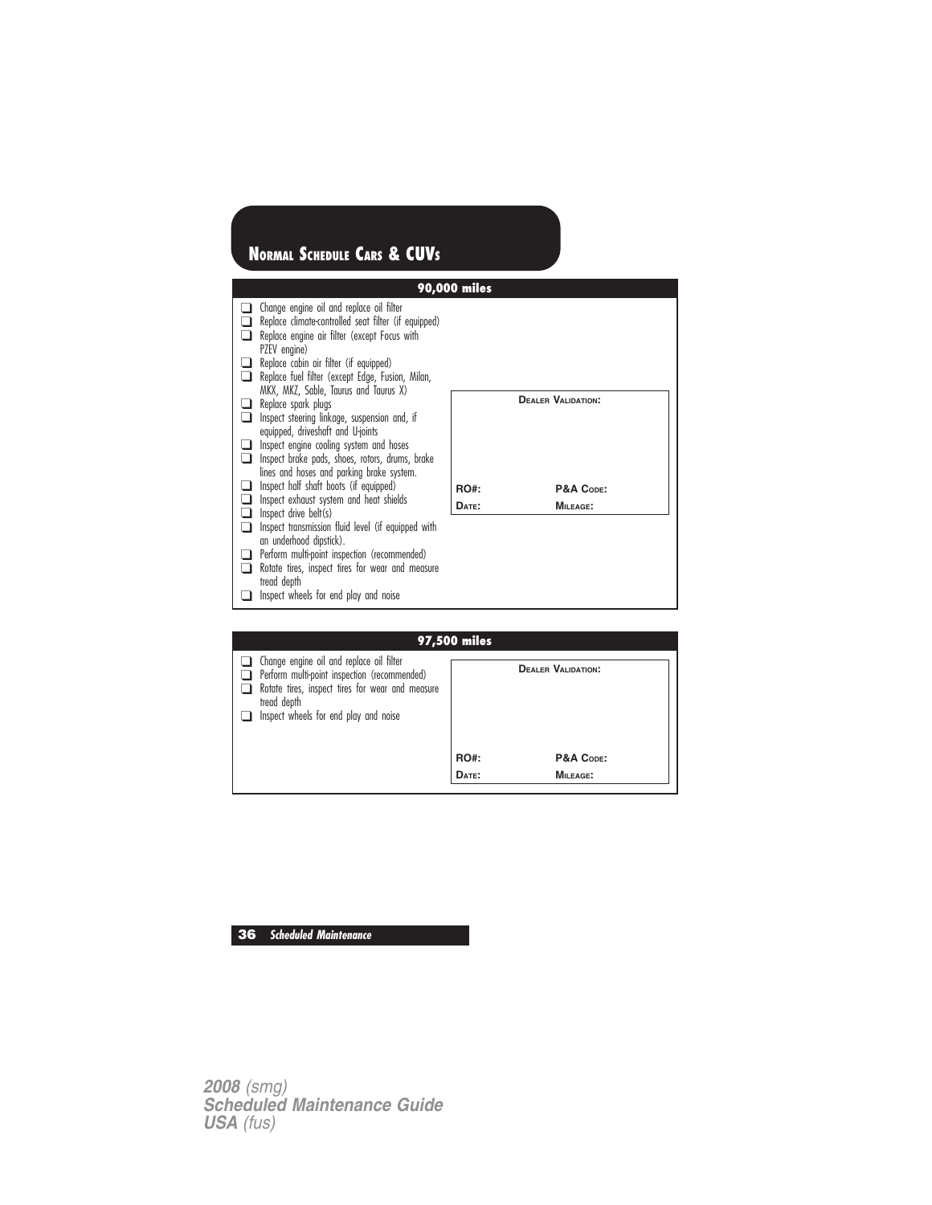# Normal Schedule Cars & CUVs

## 90,000 miles

- ❑ Change engine oil and replace oil filter
- ❑ Replace climate-controlled seat filter (if equipped)
- ❑ Replace engine air filter (except Focus with PZEV engine)
- ❑ Replace cabin air filter (if equipped)
- ❑ Replace fuel filter (except Edge, Fusion, Milan, MKX, MKZ, Sable, Taurus and Taurus X)
- ❑ Replace spark plugs
- ❑ Inspect steering linkage, suspension and, if equipped, driveshaft and U-joints
- ❑ Inspect engine cooling system and hoses
- ❑ Inspect brake pads, shoes, rotors, drums, brake lines and hoses and parking brake system.
- ❑ Inspect half shaft boots (if equipped)
- ❑ Inspect exhaust system and heat shields
- ❑ Inspect drive belt(s)
- ❑ Inspect transmission fluid level (if equipped with an underhood dipstick).
- ❑ Perform multi-point inspection (recommended)
- ❑ Rotate tires, inspect tires for wear and measure tread depth
- ❑ Inspect wheels for end play and noise

**Dealer Validation:**

| | |
|---|---|
| **RO#:** | **P&A Code:** |
| **Date:** | **Mileage:** |

## 97,500 miles

- ❑ Change engine oil and replace oil filter
- ❑ Perform multi-point inspection (recommended)
- ❑ Rotate tires, inspect tires for wear and measure tread depth
- ❑ Inspect wheels for end play and noise

**Dealer Validation:**

| | |
|---|---|
| **RO#:** | **P&A Code:** |
| **Date:** | **Mileage:** |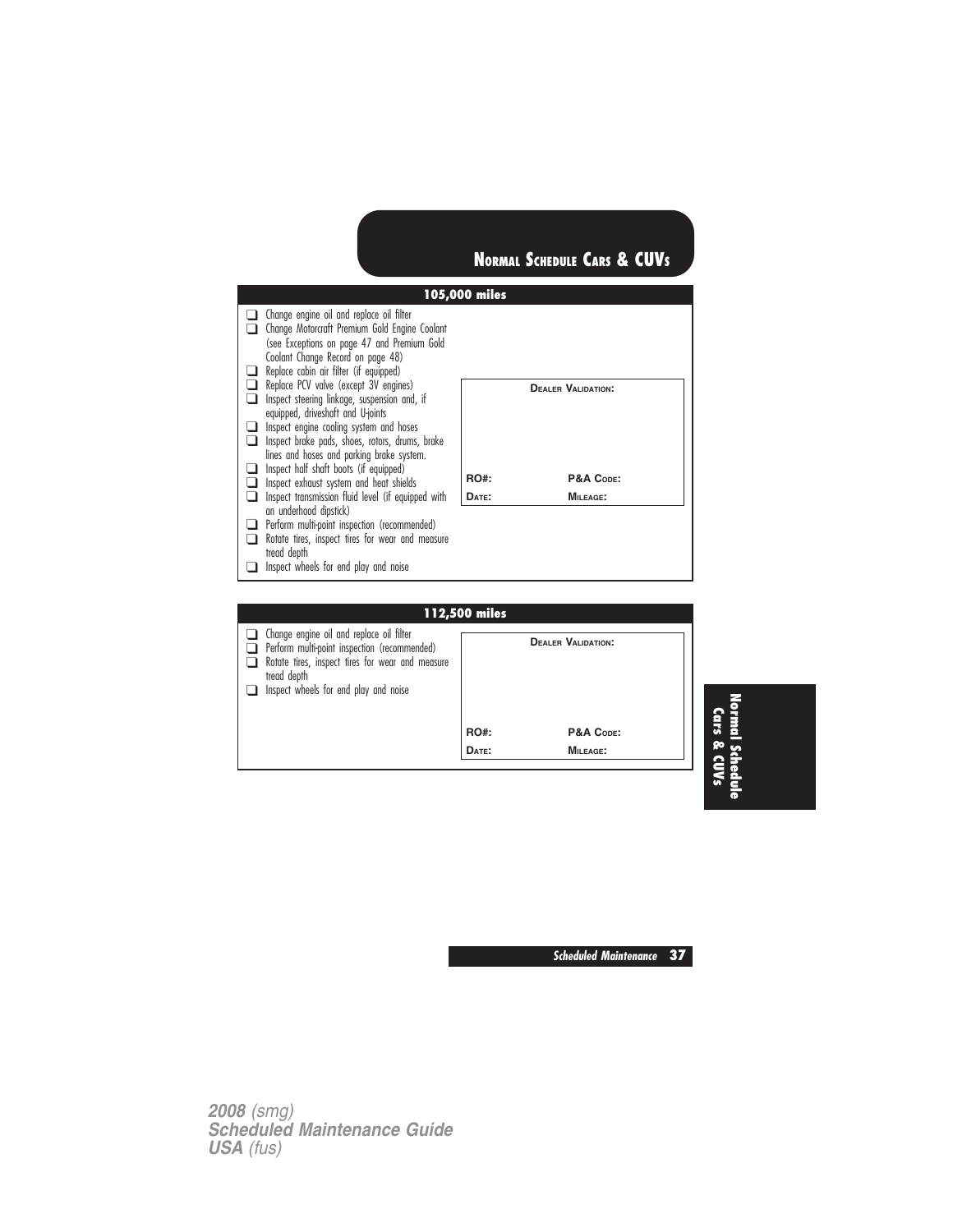## Normal Schedule Cars & CUVs

### 105,000 miles

- ❑ Change engine oil and replace oil filter
- ❑ Change Motorcraft Premium Gold Engine Coolant (see Exceptions on page 47 and Premium Gold Coolant Change Record on page 48)
- ❑ Replace cabin air filter (if equipped)
- ❑ Replace PCV valve (except 3V engines)
- ❑ Inspect steering linkage, suspension and, if equipped, driveshaft and U-joints
- ❑ Inspect engine cooling system and hoses
- ❑ Inspect brake pads, shoes, rotors, drums, brake lines and hoses and parking brake system.
- ❑ Inspect half shaft boots (if equipped)
- ❑ Inspect exhaust system and heat shields
- ❑ Inspect transmission fluid level (if equipped with an underhood dipstick)
- ❑ Perform multi-point inspection (recommended)
- ❑ Rotate tires, inspect tires for wear and measure tread depth
- ❑ Inspect wheels for end play and noise

**Dealer Validation:**

| | |
|---|---|
| **RO#:** | **P&A Code:** |
| **Date:** | **Mileage:** |

### 112,500 miles

- ❑ Change engine oil and replace oil filter
- ❑ Perform multi-point inspection (recommended)
- ❑ Rotate tires, inspect tires for wear and measure tread depth
- ❑ Inspect wheels for end play and noise

**Dealer Validation:**

| | |
|---|---|
| **RO#:** | **P&A Code:** |
| **Date:** | **Mileage:** |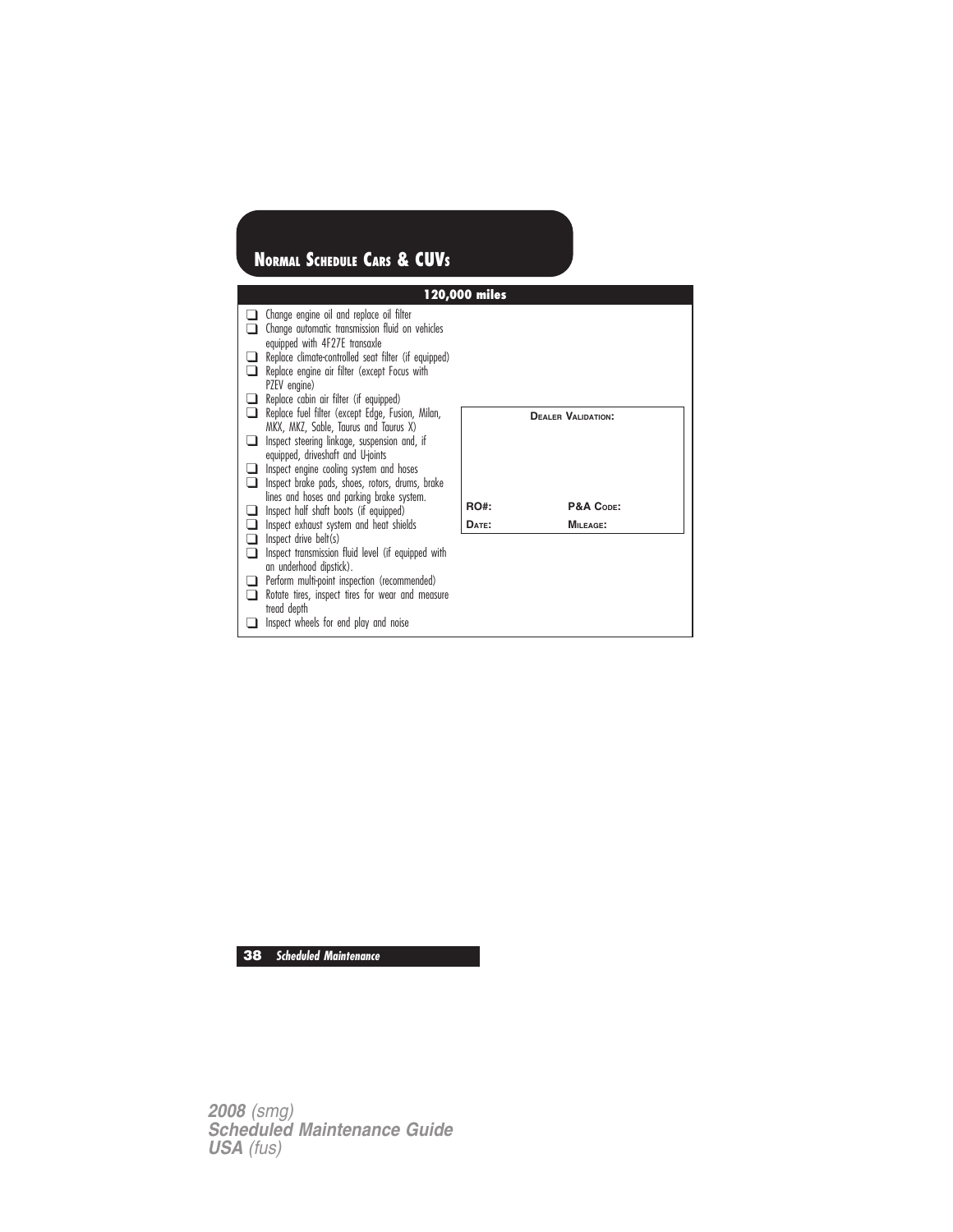## Normal Schedule Cars & CUVs

### 120,000 miles

- ❑ Change engine oil and replace oil filter
- ❑ Change automatic transmission fluid on vehicles equipped with 4F27E transaxle
- ❑ Replace climate-controlled seat filter (if equipped)
- ❑ Replace engine air filter (except Focus with PZEV engine)
- ❑ Replace cabin air filter (if equipped)
- ❑ Replace fuel filter (except Edge, Fusion, Milan, MKX, MKZ, Sable, Taurus and Taurus X)
- ❑ Inspect steering linkage, suspension and, if equipped, driveshaft and U-joints
- ❑ Inspect engine cooling system and hoses
- ❑ Inspect brake pads, shoes, rotors, drums, brake lines and hoses and parking brake system.
- ❑ Inspect half shaft boots (if equipped)
- ❑ Inspect exhaust system and heat shields
- ❑ Inspect drive belt(s)
- ❑ Inspect transmission fluid level (if equipped with an underhood dipstick).
- ❑ Perform multi-point inspection (recommended)
- ❑ Rotate tires, inspect tires for wear and measure tread depth
- ❑ Inspect wheels for end play and noise

| Dealer Validation: | |
|---|---|
| | |
| RO#: | P&A Code: |
| Date: | Mileage: |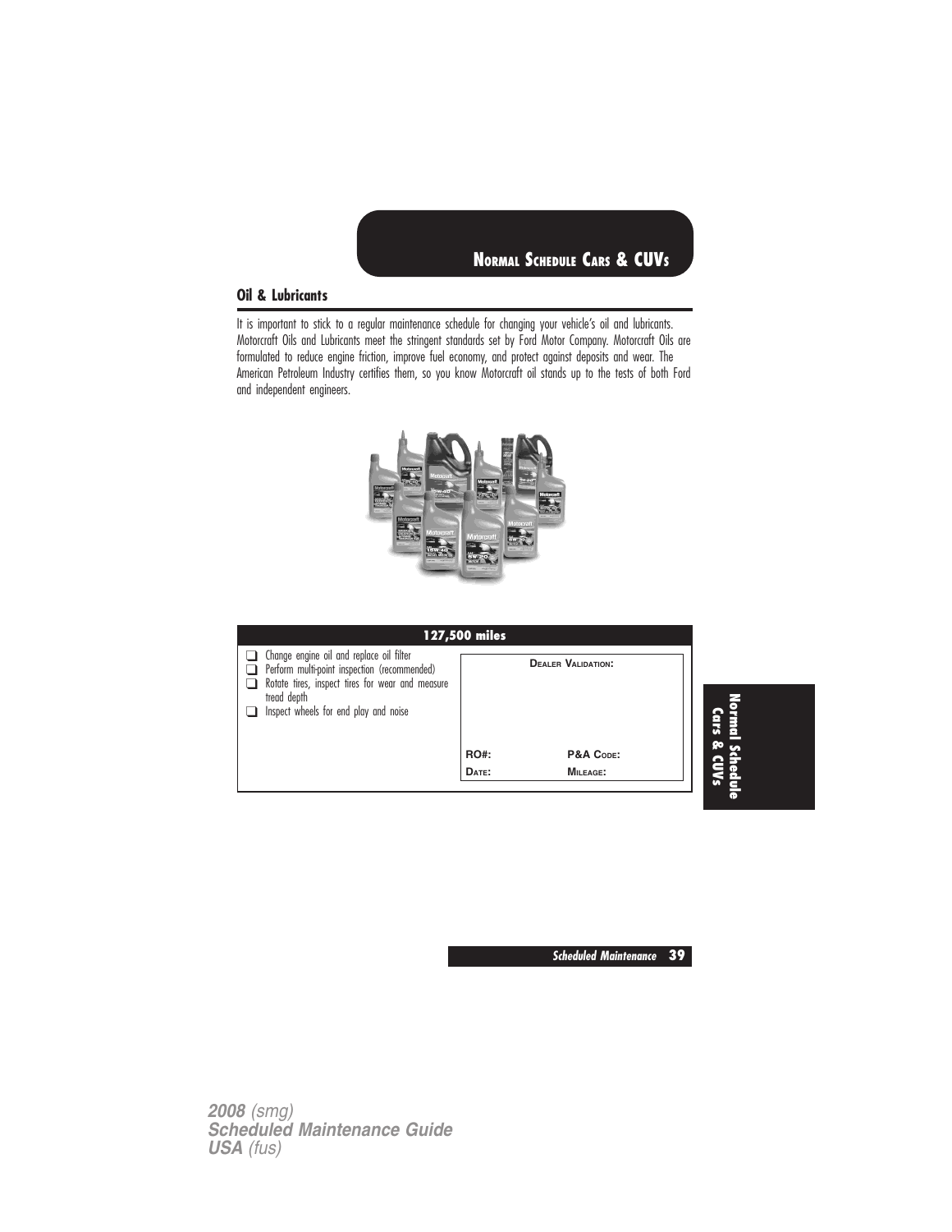## Normal Schedule Cars & CUVs

### Oil & Lubricants

It is important to stick to a regular maintenance schedule for changing your vehicle's oil and lubricants. Motorcraft Oils and Lubricants meet the stringent standards set by Ford Motor Company. Motorcraft Oils are formulated to reduce engine friction, improve fuel economy, and protect against deposits and wear. The American Petroleum Industry certifies them, so you know Motorcraft oil stands up to the tests of both Ford and independent engineers.

| 127,500 miles | |
|---|---|
| ❑ Change engine oil and replace oil filter<br>❑ Perform multi-point inspection (recommended)<br>❑ Rotate tires, inspect tires for wear and measure tread depth<br>❑ Inspect wheels for end play and noise | **Dealer Validation:**<br><br>**RO#:** **P&A Code:**<br>**Date:** **Mileage:** |

2008 (smg)
Scheduled Maintenance Guide
USA (fus)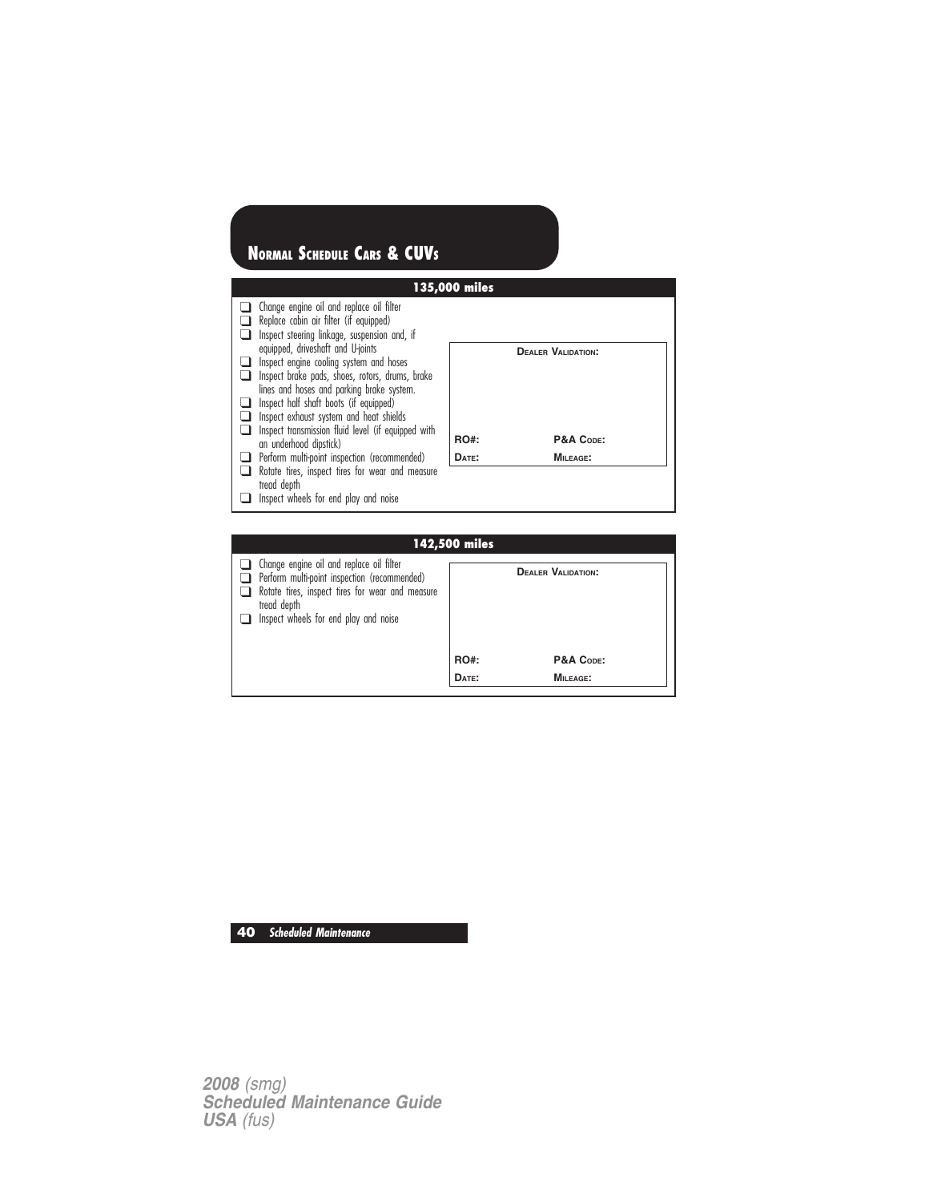## NORMAL SCHEDULE CARS & CUVS

### 135,000 miles

- ❑ Change engine oil and replace oil filter
- ❑ Replace cabin air filter (if equipped)
- ❑ Inspect steering linkage, suspension and, if equipped, driveshaft and U-joints
- ❑ Inspect engine cooling system and hoses
- ❑ Inspect brake pads, shoes, rotors, drums, brake lines and hoses and parking brake system.
- ❑ Inspect half shaft boots (if equipped)
- ❑ Inspect exhaust system and heat shields
- ❑ Inspect transmission fluid level (if equipped with an underhood dipstick)
- ❑ Perform multi-point inspection (recommended)
- ❑ Rotate tires, inspect tires for wear and measure tread depth
- ❑ Inspect wheels for end play and noise

**DEALER VALIDATION:**

| RO#: | P&A CODE: |
|---|---|
| DATE: | MILEAGE: |

### 142,500 miles

- ❑ Change engine oil and replace oil filter
- ❑ Perform multi-point inspection (recommended)
- ❑ Rotate tires, inspect tires for wear and measure tread depth
- ❑ Inspect wheels for end play and noise

**DEALER VALIDATION:**

| RO#: | P&A CODE: |
|---|---|
| DATE: | MILEAGE: |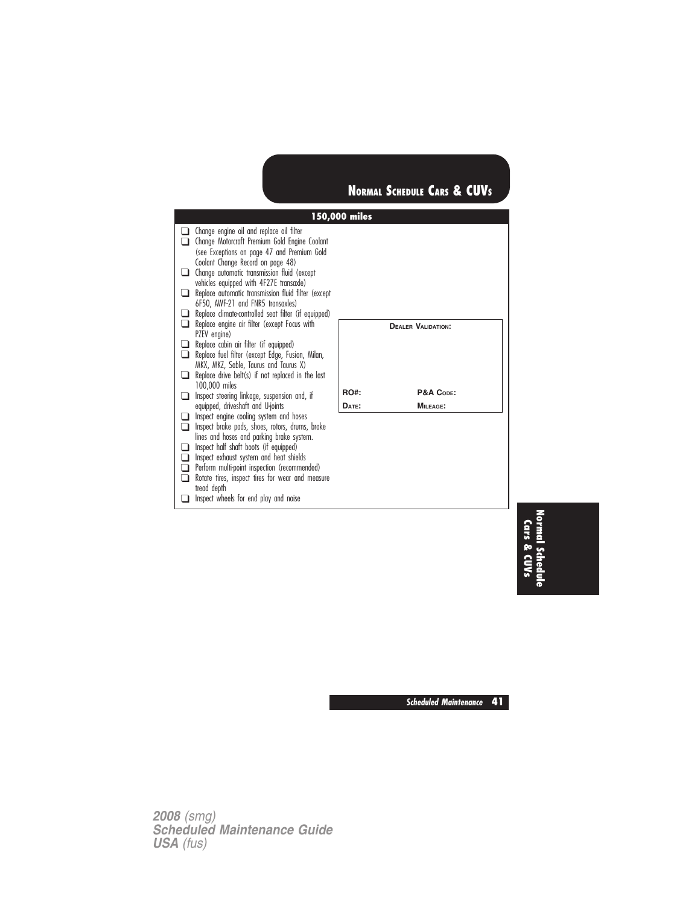## Normal Schedule Cars & CUVs

### 150,000 miles

- ❑ Change engine oil and replace oil filter
- ❑ Change Motorcraft Premium Gold Engine Coolant (see Exceptions on page 47 and Premium Gold Coolant Change Record on page 48)
- ❑ Change automatic transmission fluid (except vehicles equipped with 4F27E transaxle)
- ❑ Replace automatic transmission fluid filter (except 6F50, AWF-21 and FNR5 transaxles)
- ❑ Replace climate-controlled seat filter (if equipped)
- ❑ Replace engine air filter (except Focus with PZEV engine)
- ❑ Replace cabin air filter (if equipped)
- ❑ Replace fuel filter (except Edge, Fusion, Milan, MKX, MKZ, Sable, Taurus and Taurus X)
- ❑ Replace drive belt(s) if not replaced in the last 100,000 miles
- ❑ Inspect steering linkage, suspension and, if equipped, driveshaft and U-joints
- ❑ Inspect engine cooling system and hoses
- ❑ Inspect brake pads, shoes, rotors, drums, brake lines and hoses and parking brake system.
- ❑ Inspect half shaft boots (if equipped)
- ❑ Inspect exhaust system and heat shields
- ❑ Perform multi-point inspection (recommended)
- ❑ Rotate tires, inspect tires for wear and measure tread depth
- ❑ Inspect wheels for end play and noise

| Dealer Validation: | |
|---|---|
| | |
| RO#: | P&A Code: |
| Date: | Mileage: |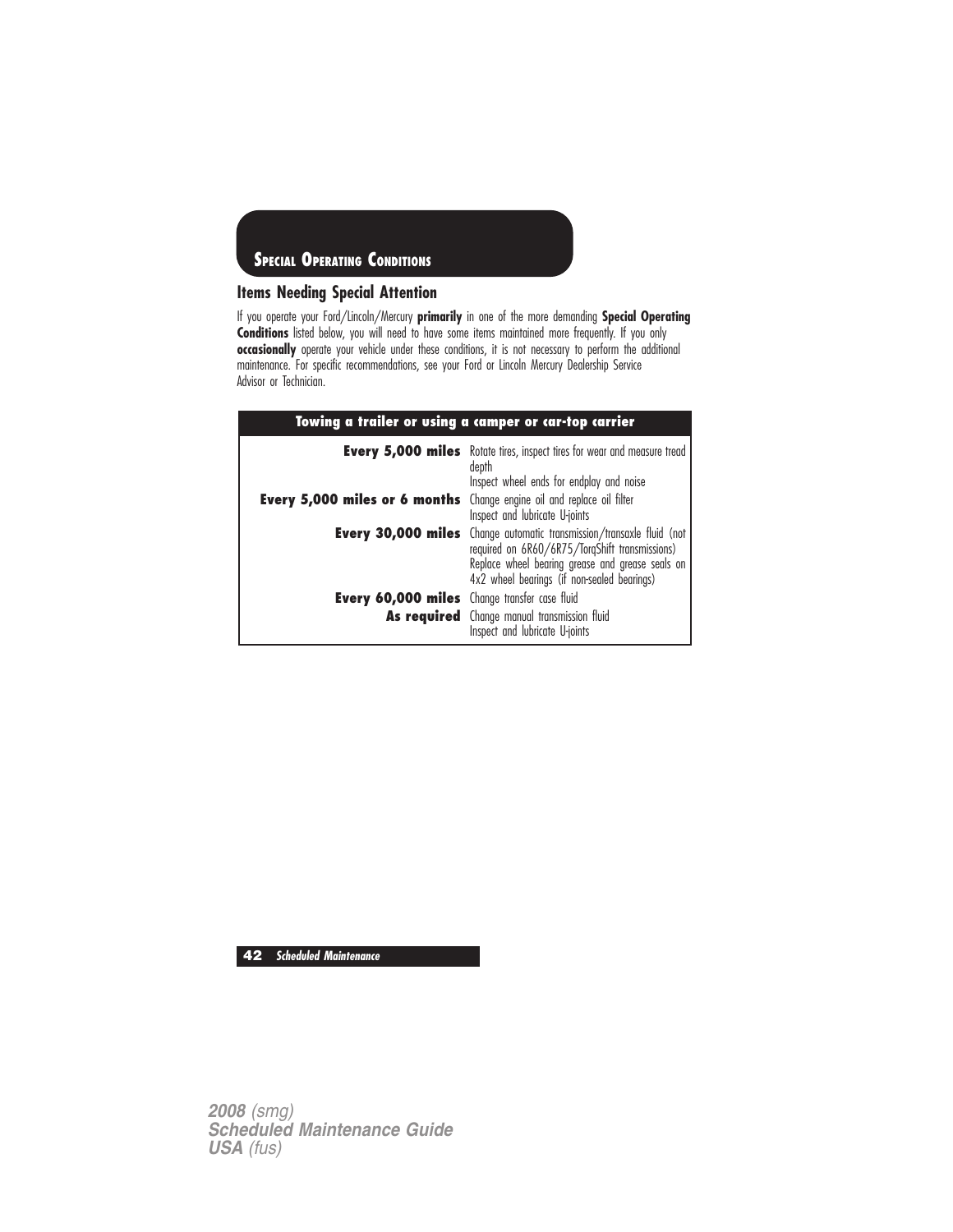## Special Operating Conditions

### Items Needing Special Attention

If you operate your Ford/Lincoln/Mercury **primarily** in one of the more demanding **Special Operating Conditions** listed below, you will need to have some items maintained more frequently. If you only **occasionally** operate your vehicle under these conditions, it is not necessary to perform the additional maintenance. For specific recommendations, see your Ford or Lincoln Mercury Dealership Service Advisor or Technician.

| **Towing a trailer or using a camper or car-top carrier** | |
|---|---|
| **Every 5,000 miles** | Rotate tires, inspect tires for wear and measure tread depth<br>Inspect wheel ends for endplay and noise |
| **Every 5,000 miles or 6 months** | Change engine oil and replace oil filter<br>Inspect and lubricate U-joints |
| **Every 30,000 miles** | Change automatic transmission/transaxle fluid (not required on 6R60/6R75/TorqShift transmissions)<br>Replace wheel bearing grease and grease seals on 4x2 wheel bearings (if non-sealed bearings) |
| **Every 60,000 miles** | Change transfer case fluid |
| **As required** | Change manual transmission fluid<br>Inspect and lubricate U-joints |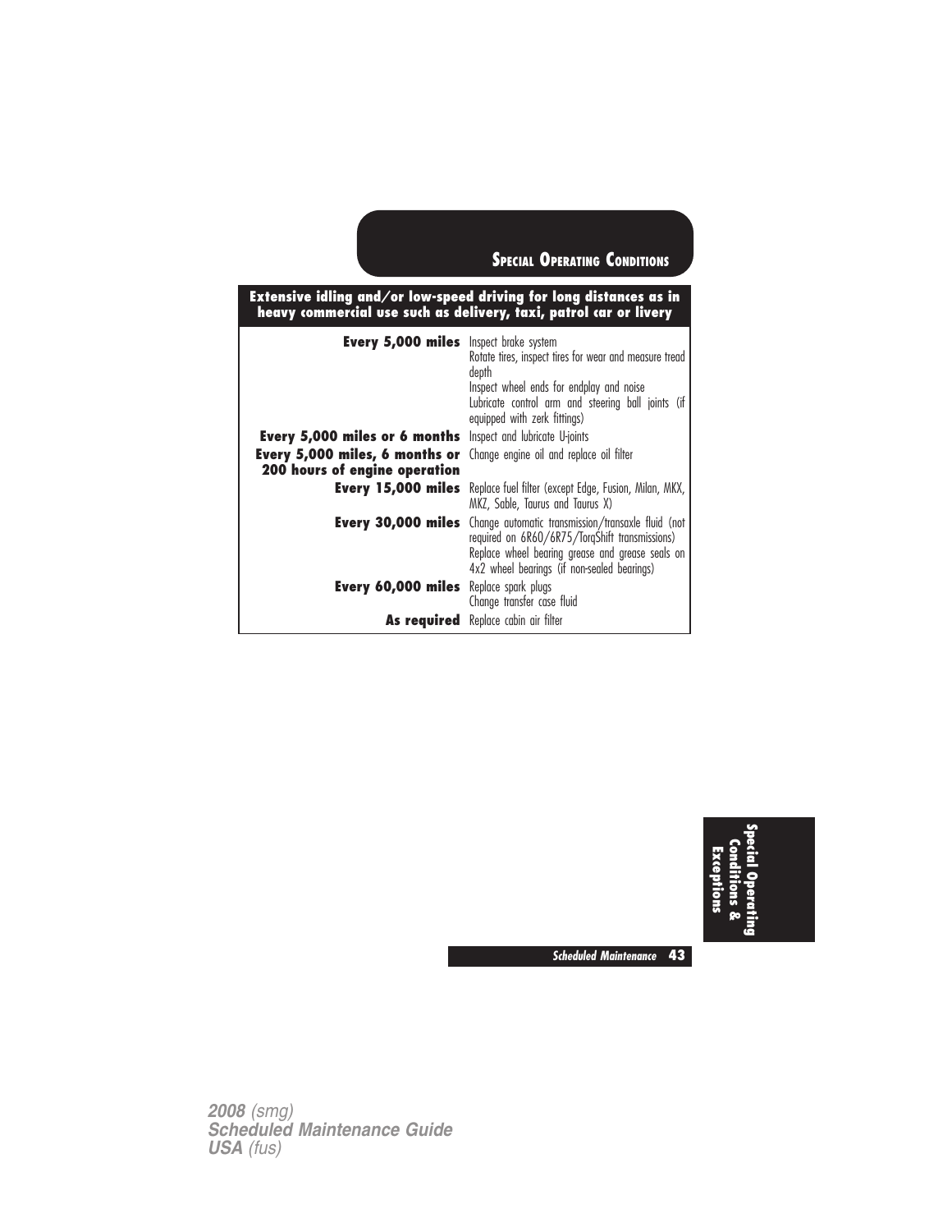## Special Operating Conditions

| Extensive idling and/or low-speed driving for long distances as in heavy commercial use such as delivery, taxi, patrol car or livery | |
|---|---|
| **Every 5,000 miles** | Inspect brake system<br>Rotate tires, inspect tires for wear and measure tread depth<br>Inspect wheel ends for endplay and noise<br>Lubricate control arm and steering ball joints (if equipped with zerk fittings) |
| **Every 5,000 miles or 6 months** | Inspect and lubricate U-joints |
| **Every 5,000 miles, 6 months or 200 hours of engine operation** | Change engine oil and replace oil filter |
| **Every 15,000 miles** | Replace fuel filter (except Edge, Fusion, Milan, MKX, MKZ, Sable, Taurus and Taurus X) |
| **Every 30,000 miles** | Change automatic transmission/transaxle fluid (not required on 6R60/6R75/TorqShift transmissions)<br>Replace wheel bearing grease and grease seals on 4x2 wheel bearings (if non-sealed bearings) |
| **Every 60,000 miles** | Replace spark plugs<br>Change transfer case fluid |
| **As required** | Replace cabin air filter |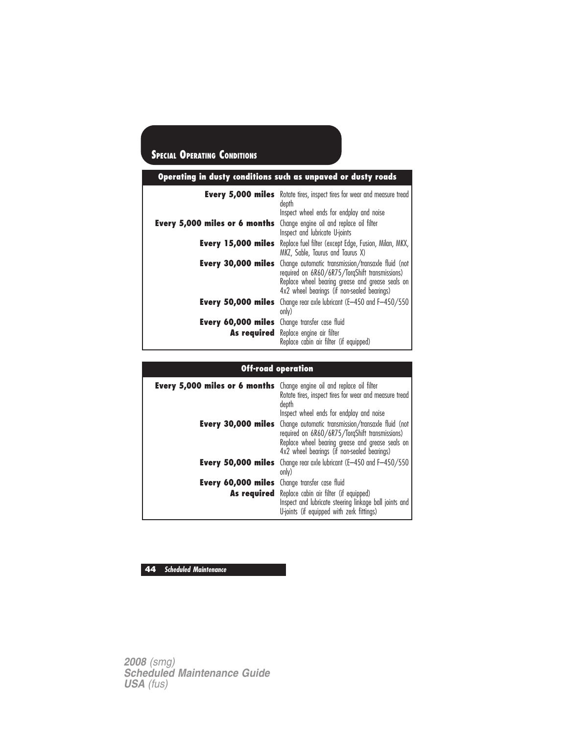## Special Operating Conditions

| Operating in dusty conditions such as unpaved or dusty roads | |
|---|---|
| **Every 5,000 miles** | Rotate tires, inspect tires for wear and measure tread depth<br>Inspect wheel ends for endplay and noise |
| **Every 5,000 miles or 6 months** | Change engine oil and replace oil filter<br>Inspect and lubricate U-joints |
| **Every 15,000 miles** | Replace fuel filter (except Edge, Fusion, Milan, MKX, MKZ, Sable, Taurus and Taurus X) |
| **Every 30,000 miles** | Change automatic transmission/transaxle fluid (not required on 6R60/6R75/TorqShift transmissions)<br>Replace wheel bearing grease and grease seals on 4x2 wheel bearings (if non-sealed bearings) |
| **Every 50,000 miles** | Change rear axle lubricant (E–450 and F–450/550 only) |
| **Every 60,000 miles** | Change transfer case fluid |
| **As required** | Replace engine air filter<br>Replace cabin air filter (if equipped) |

| Off-road operation | |
|---|---|
| **Every 5,000 miles or 6 months** | Change engine oil and replace oil filter<br>Rotate tires, inspect tires for wear and measure tread depth<br>Inspect wheel ends for endplay and noise |
| **Every 30,000 miles** | Change automatic transmission/transaxle fluid (not required on 6R60/6R75/TorqShift transmissions)<br>Replace wheel bearing grease and grease seals on 4x2 wheel bearings (if non-sealed bearings) |
| **Every 50,000 miles** | Change rear axle lubricant (E–450 and F–450/550 only) |
| **Every 60,000 miles** | Change transfer case fluid |
| **As required** | Replace cabin air filter (if equipped)<br>Inspect and lubricate steering linkage ball joints and U-joints (if equipped with zerk fittings) |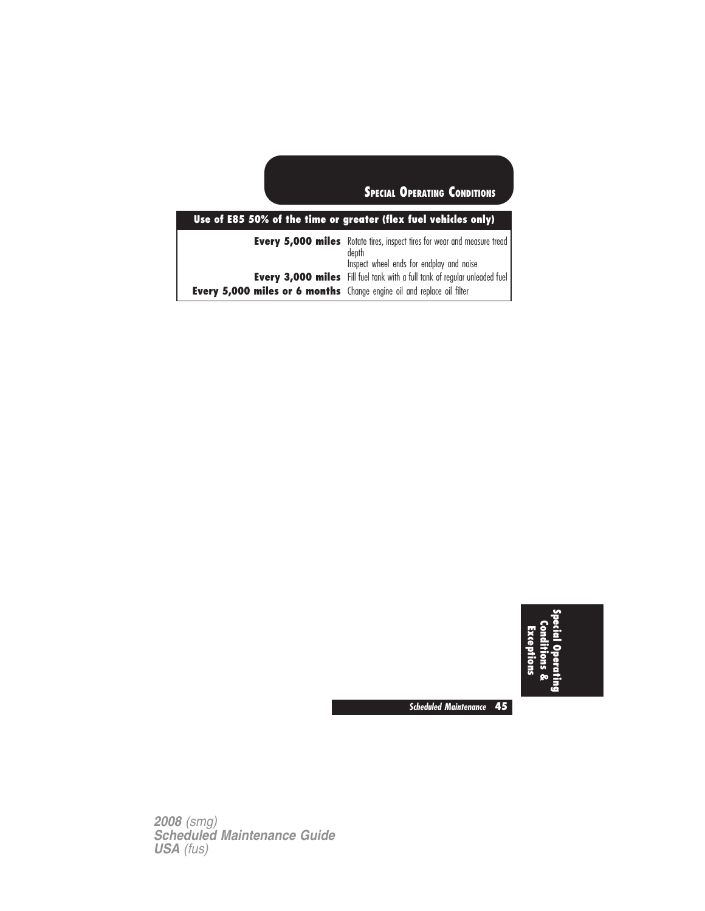## Special Operating Conditions

| Use of E85 50% of the time or greater (flex fuel vehicles only) | |
|---|---|
| **Every 5,000 miles** | Rotate tires, inspect tires for wear and measure tread depth |
| | Inspect wheel ends for endplay and noise |
| **Every 3,000 miles** | Fill fuel tank with a full tank of regular unleaded fuel |
| **Every 5,000 miles or 6 months** | Change engine oil and replace oil filter |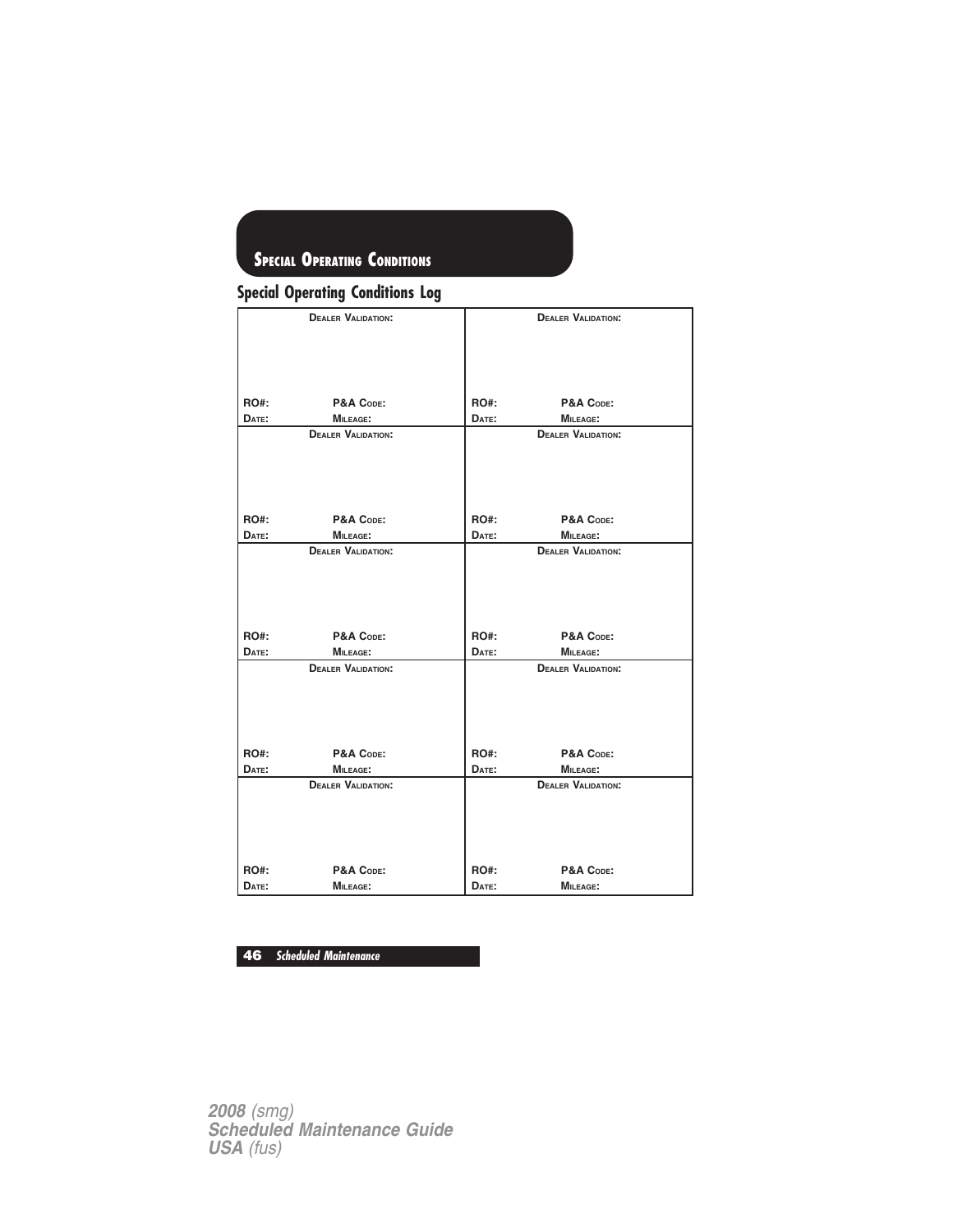## Special Operating Conditions

### Special Operating Conditions Log

| Dealer Validation: | Dealer Validation: |
|---|---|
| RO#: P&A Code:<br>Date: Mileage: | RO#: P&A Code:<br>Date: Mileage: |
| Dealer Validation: | Dealer Validation: |
| RO#: P&A Code:<br>Date: Mileage: | RO#: P&A Code:<br>Date: Mileage: |
| Dealer Validation: | Dealer Validation: |
| RO#: P&A Code:<br>Date: Mileage: | RO#: P&A Code:<br>Date: Mileage: |
| Dealer Validation: | Dealer Validation: |
| RO#: P&A Code:<br>Date: Mileage: | RO#: P&A Code:<br>Date: Mileage: |
| Dealer Validation: | Dealer Validation: |
| RO#: P&A Code:<br>Date: Mileage: | RO#: P&A Code:<br>Date: Mileage: |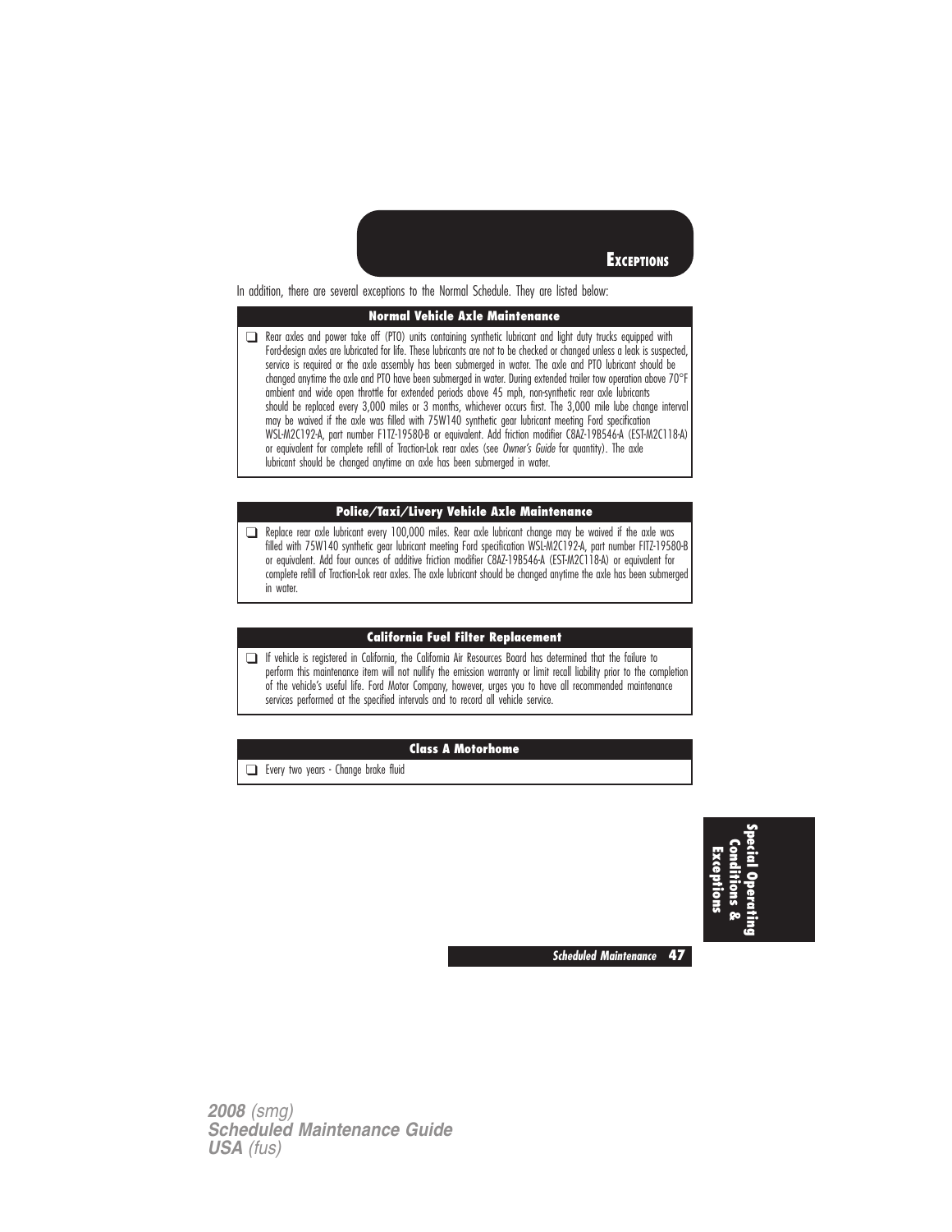# Exceptions

In addition, there are several exceptions to the Normal Schedule. They are listed below:

## Normal Vehicle Axle Maintenance

- ❑ Rear axles and power take off (PTO) units containing synthetic lubricant and light duty trucks equipped with Ford-design axles are lubricated for life. These lubricants are not to be checked or changed unless a leak is suspected, service is required or the axle assembly has been submerged in water. The axle and PTO lubricant should be changed anytime the axle and PTO have been submerged in water. During extended trailer tow operation above 70°F ambient and wide open throttle for extended periods above 45 mph, non-synthetic rear axle lubricants should be replaced every 3,000 miles or 3 months, whichever occurs first. The 3,000 mile lube change interval may be waived if the axle was filled with 75W140 synthetic gear lubricant meeting Ford specification WSL-M2C192-A, part number F1TZ-19580-B or equivalent. Add friction modifier C8AZ-19B546-A (EST-M2C118-A) or equivalent for complete refill of Traction-Lok rear axles (see *Owner's Guide* for quantity). The axle lubricant should be changed anytime an axle has been submerged in water.

## Police/Taxi/Livery Vehicle Axle Maintenance

- ❑ Replace rear axle lubricant every 100,000 miles. Rear axle lubricant change may be waived if the axle was filled with 75W140 synthetic gear lubricant meeting Ford specification WSL-M2C192-A, part number F1TZ-19580-B or equivalent. Add four ounces of additive friction modifier C8AZ-19B546-A (EST-M2C118-A) or equivalent for complete refill of Traction-Lok rear axles. The axle lubricant should be changed anytime the axle has been submerged in water.

## California Fuel Filter Replacement

- ❑ If vehicle is registered in California, the California Air Resources Board has determined that the failure to perform this maintenance item will not nullify the emission warranty or limit recall liability prior to the completion of the vehicle's useful life. Ford Motor Company, however, urges you to have all recommended maintenance services performed at the specified intervals and to record all vehicle service.

## Class A Motorhome

- ❑ Every two years - Change brake fluid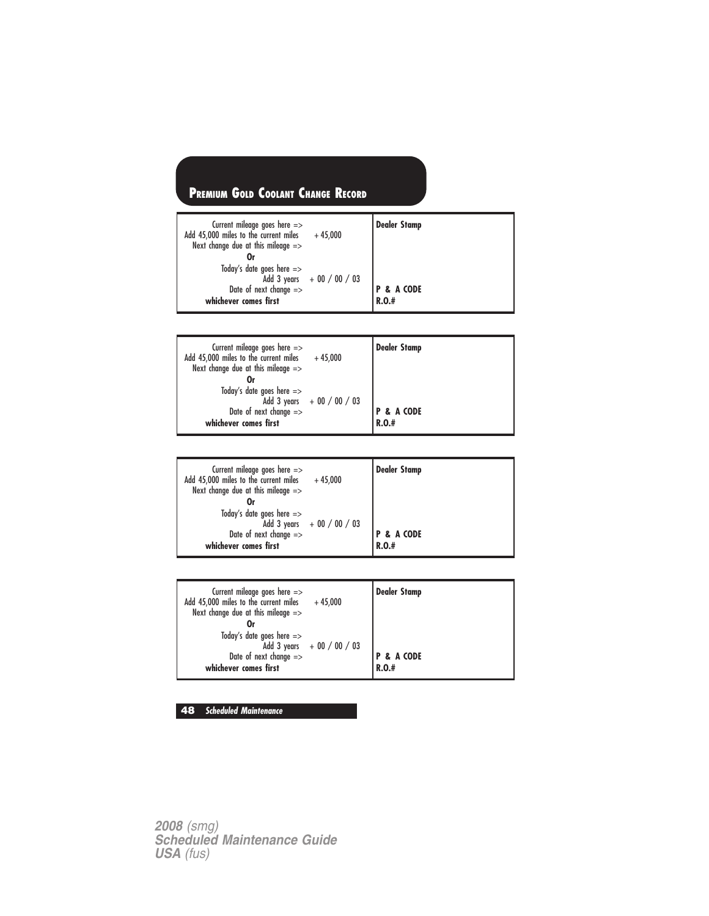## Premium Gold Coolant Change Record

| | |
|---|---|
| Current mileage goes here =><br>Add 45,000 miles to the current miles + 45,000<br>Next change due at this mileage =><br>**Or**<br>Today's date goes here =><br>Add 3 years + 00 / 00 / 03<br>Date of next change =><br>**whichever comes first** | **Dealer Stamp**<br><br><br><br><br><br>**P & A CODE**<br>**R.O.#** |

| | |
|---|---|
| Current mileage goes here =><br>Add 45,000 miles to the current miles + 45,000<br>Next change due at this mileage =><br>**Or**<br>Today's date goes here =><br>Add 3 years + 00 / 00 / 03<br>Date of next change =><br>**whichever comes first** | **Dealer Stamp**<br><br><br><br><br><br>**P & A CODE**<br>**R.O.#** |

| | |
|---|---|
| Current mileage goes here =><br>Add 45,000 miles to the current miles + 45,000<br>Next change due at this mileage =><br>**Or**<br>Today's date goes here =><br>Add 3 years + 00 / 00 / 03<br>Date of next change =><br>**whichever comes first** | **Dealer Stamp**<br><br><br><br><br><br>**P & A CODE**<br>**R.O.#** |

| | |
|---|---|
| Current mileage goes here =><br>Add 45,000 miles to the current miles + 45,000<br>Next change due at this mileage =><br>**Or**<br>Today's date goes here =><br>Add 3 years + 00 / 00 / 03<br>Date of next change =><br>**whichever comes first** | **Dealer Stamp**<br><br><br><br><br><br>**P & A CODE**<br>**R.O.#** |